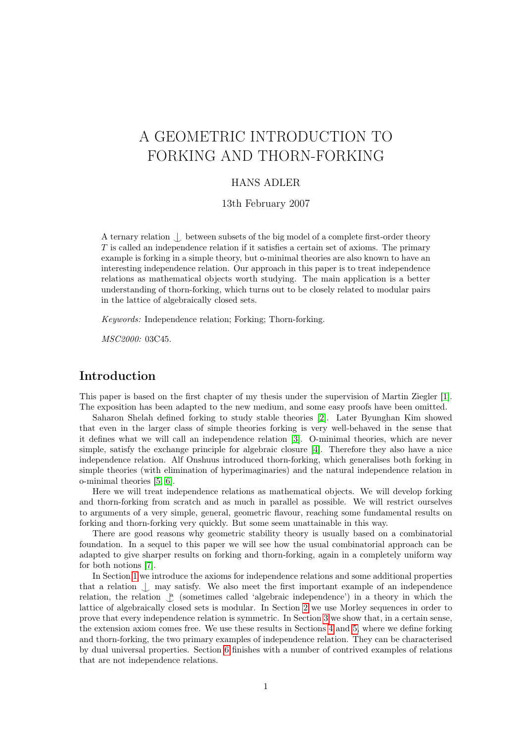# A GEOMETRIC INTRODUCTION TO FORKING AND THORN-FORKING

HANS ADLER

13th February 2007

A ternary relation $\mathop{\smile}\limits^{|}$ between subsets of the big model of a complete first-order theory $T$ is called an independence relation if it satisfies a certain set of axioms. The primary example is forking in a simple theory, but o-minimal theories are also known to have an interesting independence relation. Our approach in this paper is to treat independence relations as mathematical objects worth studying. The main application is a better understanding of thorn-forking, which turns out to be closely related to modular pairs in the lattice of algebraically closed sets.

*Keywords:* Independence relation; Forking; Thorn-forking.

*MSC2000:* 03C45.

## Introduction

This paper is based on the first chapter of my thesis under the supervision of Martin Ziegler [1]. The exposition has been adapted to the new medium, and some easy proofs have been omitted.

Saharon Shelah defined forking to study stable theories [2]. Later Byunghan Kim showed that even in the larger class of simple theories forking is very well-behaved in the sense that it defines what we will call an independence relation [3]. O-minimal theories, which are never simple, satisfy the exchange principle for algebraic closure [4]. Therefore they also have a nice independence relation. Alf Onshuus introduced thorn-forking, which generalises both forking in simple theories (with elimination of hyperimaginaries) and the natural independence relation in o-minimal theories [5, 6].

Here we will treat independence relations as mathematical objects. We will develop forking and thorn-forking from scratch and as much in parallel as possible. We will restrict ourselves to arguments of a very simple, general, geometric flavour, reaching some fundamental results on forking and thorn-forking very quickly. But some seem unattainable in this way.

There are good reasons why geometric stability theory is usually based on a combinatorial foundation. In a sequel to this paper we will see how the usual combinatorial approach can be adapted to give sharper results on forking and thorn-forking, again in a completely uniform way for both notions [7].

In Section 1 we introduce the axioms for independence relations and some additional properties that a relation $\mathop{\smile}\limits^{|}$ may satisfy. We also meet the first important example of an independence relation, the relation $\mathop{\smile}\limits^{|}{}^{a}$ (sometimes called 'algebraic independence') in a theory in which the lattice of algebraically closed sets is modular. In Section 2 we use Morley sequences in order to prove that every independence relation is symmetric. In Section 3 we show that, in a certain sense, the extension axiom comes free. We use these results in Sections 4 and 5, where we define forking and thorn-forking, the two primary examples of independence relation. They can be characterised by dual universal properties. Section 6 finishes with a number of contrived examples of relations that are not independence relations.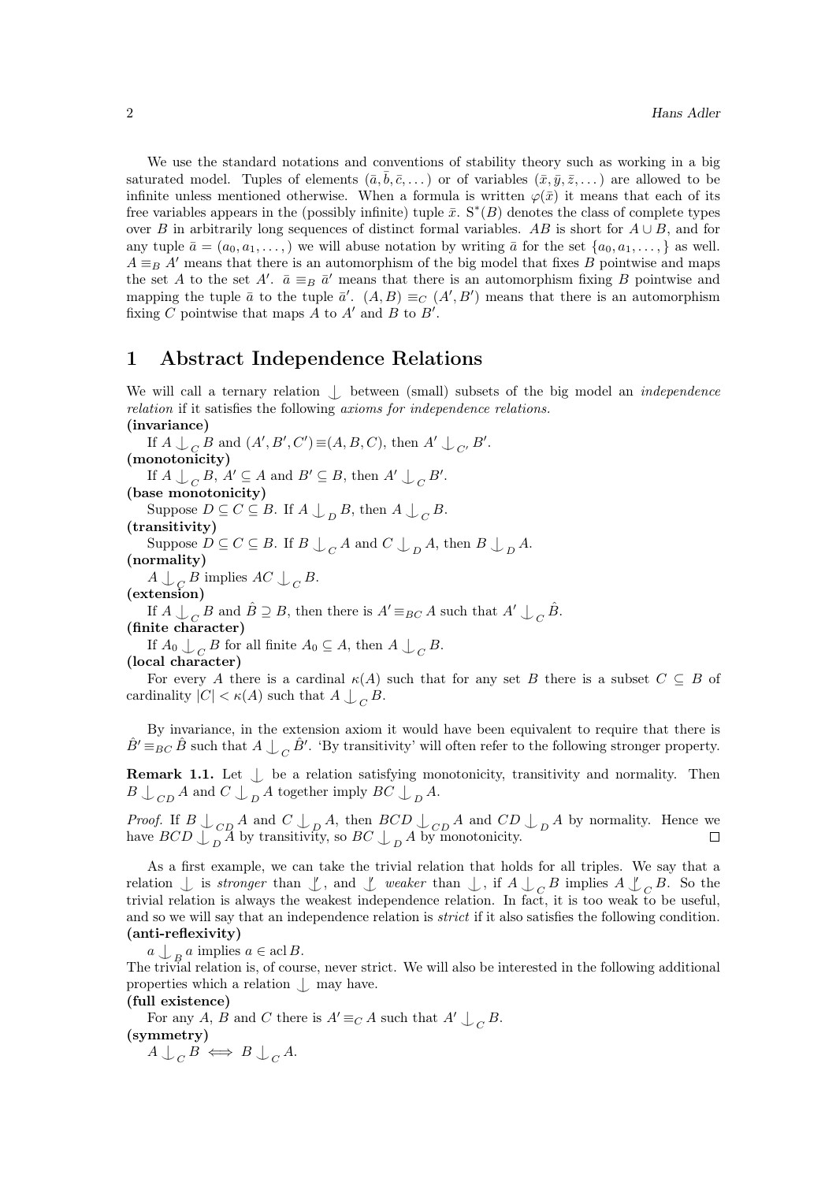We use the standard notations and conventions of stability theory such as working in a big saturated model. Tuples of elements $(\bar{a}, \bar{b}, \bar{c}, \dots)$ or of variables $(\bar{x}, \bar{y}, \bar{z}, \dots)$ are allowed to be infinite unless mentioned otherwise. When a formula is written $\varphi(\bar{x})$ it means that each of its free variables appears in the (possibly infinite) tuple $\bar{x}$. $\mathrm{S}^*(B)$ denotes the class of complete types over $B$ in arbitrarily long sequences of distinct formal variables. $AB$ is short for $A \cup B$, and for any tuple $\bar{a} = (a_0, a_1, \dots,)$ we will abuse notation by writing $\bar{a}$ for the set $\{a_0, a_1, \dots, \}$ as well. $A \equiv_B A'$ means that there is an automorphism of the big model that fixes $B$ pointwise and maps the set $A$ to the set $A'$. $\bar{a} \equiv_B \bar{a}'$ means that there is an automorphism fixing $B$ pointwise and mapping the tuple $\bar{a}$ to the tuple $\bar{a}'$. $(A, B) \equiv_C (A', B')$ means that there is an automorphism fixing $C$ pointwise that maps $A$ to $A'$ and $B$ to $B'$.

# 1 Abstract Independence Relations

We will call a ternary relation $\mathop{\smile\!\!\!\!\!\!|}$ between (small) subsets of the big model an *independence relation* if it satisfies the following *axioms for independence relations.*

**(invariance)**
If $A \mathop{\smile\!\!\!\!\!\!|}_C B$ and $(A', B', C') \equiv (A, B, C)$, then $A' \mathop{\smile\!\!\!\!\!\!|}_{C'} B'$.

**(monotonicity)**
If $A \mathop{\smile\!\!\!\!\!\!|}_C B$, $A' \subseteq A$ and $B' \subseteq B$, then $A' \mathop{\smile\!\!\!\!\!\!|}_C B'$.

**(base monotonicity)**
Suppose $D \subseteq C \subseteq B$. If $A \mathop{\smile\!\!\!\!\!\!|}_D B$, then $A \mathop{\smile\!\!\!\!\!\!|}_C B$.

**(transitivity)**
Suppose $D \subseteq C \subseteq B$. If $B \mathop{\smile\!\!\!\!\!\!|}_C A$ and $C \mathop{\smile\!\!\!\!\!\!|}_D A$, then $B \mathop{\smile\!\!\!\!\!\!|}_D A$.

**(normality)**
$A \mathop{\smile\!\!\!\!\!\!|}_C B$ implies $AC \mathop{\smile\!\!\!\!\!\!|}_C B$.

**(extension)**
If $A \mathop{\smile\!\!\!\!\!\!|}_C B$ and $\hat{B} \supseteq B$, then there is $A' \equiv_{BC} A$ such that $A' \mathop{\smile\!\!\!\!\!\!|}_C \hat{B}$.

**(finite character)**
If $A_0 \mathop{\smile\!\!\!\!\!\!|}_C B$ for all finite $A_0 \subseteq A$, then $A \mathop{\smile\!\!\!\!\!\!|}_C B$.

**(local character)**
For every $A$ there is a cardinal $\kappa(A)$ such that for any set $B$ there is a subset $C \subseteq B$ of cardinality $|C| < \kappa(A)$ such that $A \mathop{\smile\!\!\!\!\!\!|}_C B$.

By invariance, in the extension axiom it would have been equivalent to require that there is $\hat{B}' \equiv_{BC} \hat{B}$ such that $A \mathop{\smile\!\!\!\!\!\!|}_C \hat{B}'$. 'By transitivity' will often refer to the following stronger property.

**Remark 1.1.** Let $\mathop{\smile\!\!\!\!\!\!|}$ be a relation satisfying monotonicity, transitivity and normality. Then $B \mathop{\smile\!\!\!\!\!\!|}_{CD} A$ and $C \mathop{\smile\!\!\!\!\!\!|}_D A$ together imply $BC \mathop{\smile\!\!\!\!\!\!|}_D A$.

*Proof.* If $B \mathop{\smile\!\!\!\!\!\!|}_{CD} A$ and $C \mathop{\smile\!\!\!\!\!\!|}_D A$, then $BCD \mathop{\smile\!\!\!\!\!\!|}_{CD} A$ and $CD \mathop{\smile\!\!\!\!\!\!|}_D A$ by normality. Hence we have $BCD \mathop{\smile\!\!\!\!\!\!|}_D A$ by transitivity, so $BC \mathop{\smile\!\!\!\!\!\!|}_D A$ by monotonicity. $\square$

As a first example, we can take the trivial relation that holds for all triples. We say that a relation $\mathop{\smile\!\!\!\!\!\!|}$ is *stronger* than $\mathop{\smile\!\!\!\!\!\!|}'$, and $\mathop{\smile\!\!\!\!\!\!|}'$ *weaker* than $\mathop{\smile\!\!\!\!\!\!|}$, if $A \mathop{\smile\!\!\!\!\!\!|}_C B$ implies $A \mathop{\smile\!\!\!\!\!\!|}'_C B$. So the trivial relation is always the weakest independence relation. In fact, it is too weak to be useful, and so we will say that an independence relation is *strict* if it also satisfies the following condition.

**(anti-reflexivity)**
$a \mathop{\smile\!\!\!\!\!\!|}_B a$ implies $a \in \operatorname{acl} B$.

The trivial relation is, of course, never strict. We will also be interested in the following additional properties which a relation $\mathop{\smile\!\!\!\!\!\!|}$ may have.

**(full existence)**
For any $A$, $B$ and $C$ there is $A' \equiv_C A$ such that $A' \mathop{\smile\!\!\!\!\!\!|}_C B$.

**(symmetry)**
$A \mathop{\smile\!\!\!\!\!\!|}_C B \iff B \mathop{\smile\!\!\!\!\!\!|}_C A$.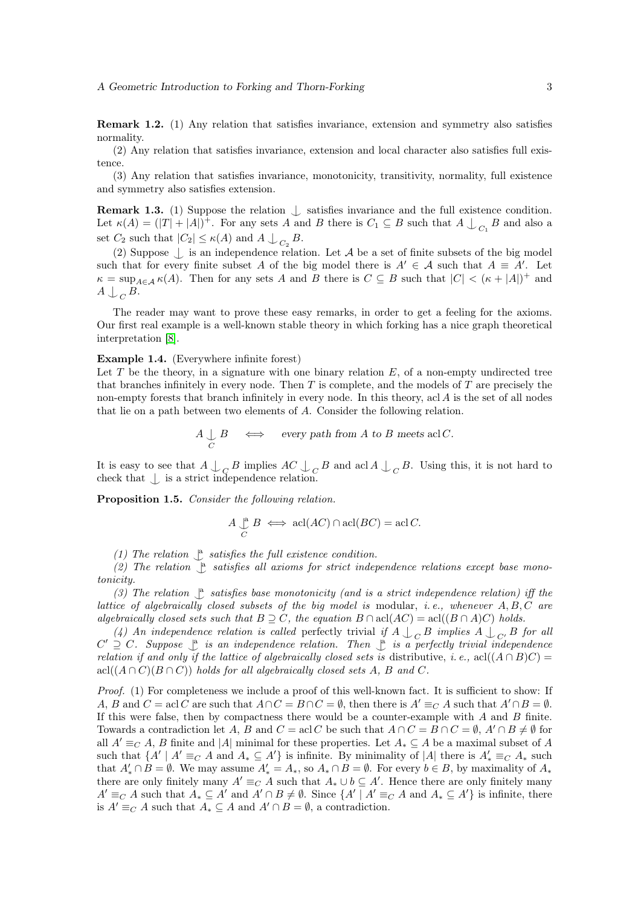**Remark 1.2.** (1) Any relation that satisfies invariance, extension and symmetry also satisfies normality.

(2) Any relation that satisfies invariance, extension and local character also satisfies full existence.

(3) Any relation that satisfies invariance, monotonicity, transitivity, normality, full existence and symmetry also satisfies extension.

**Remark 1.3.** (1) Suppose the relation $\mathop{\smile\!\!\!\!\!\mid}$ satisfies invariance and the full existence condition. Let $\kappa(A) = (|T| + |A|)^+$. For any sets $A$ and $B$ there is $C_1 \subseteq B$ such that $A \mathop{\smile\!\!\!\!\!\mid}_{C_1} B$ and also a set $C_2$ such that $|C_2| \leq \kappa(A)$ and $A \mathop{\smile\!\!\!\!\!\mid}_{C_2} B$.

(2) Suppose $\mathop{\smile\!\!\!\!\!\mid}$ is an independence relation. Let $\mathcal{A}$ be a set of finite subsets of the big model such that for every finite subset $A$ of the big model there is $A' \in \mathcal{A}$ such that $A \equiv A'$. Let $\kappa = \sup_{A \in \mathcal{A}} \kappa(A)$. Then for any sets $A$ and $B$ there is $C \subseteq B$ such that $|C| < (\kappa + |A|)^+$ and $A \mathop{\smile\!\!\!\!\!\mid}_C B$.

The reader may want to prove these easy remarks, in order to get a feeling for the axioms. Our first real example is a well-known stable theory in which forking has a nice graph theoretical interpretation [8].

**Example 1.4.** (Everywhere infinite forest)
Let $T$ be the theory, in a signature with one binary relation $E$, of a non-empty undirected tree that branches infinitely in every node. Then $T$ is complete, and the models of $T$ are precisely the non-empty forests that branch infinitely in every node. In this theory, $\operatorname{acl} A$ is the set of all nodes that lie on a path between two elements of $A$. Consider the following relation.

$$A \mathop{\smile\!\!\!\!\!\mid}_C B \quad \iff \quad \textit{every path from } A \textit{ to } B \textit{ meets } \operatorname{acl} C.$$

It is easy to see that $A \mathop{\smile\!\!\!\!\!\mid}_C B$ implies $AC \mathop{\smile\!\!\!\!\!\mid}_C B$ and $\operatorname{acl} A \mathop{\smile\!\!\!\!\!\mid}_C B$. Using this, it is not hard to check that $\mathop{\smile\!\!\!\!\!\mid}$ is a strict independence relation.

**Proposition 1.5.** *Consider the following relation.*

$$A \mathop{\smile\!\!\!\!\!\mid}^{\mathrm{a}}_C B \iff \operatorname{acl}(AC) \cap \operatorname{acl}(BC) = \operatorname{acl} C.$$

*(1) The relation $\mathop{\smile\!\!\!\!\!\mid}^{\mathrm{a}}$ satisfies the full existence condition.*

*(2) The relation $\mathop{\smile\!\!\!\!\!\mid}^{\mathrm{a}}$ satisfies all axioms for strict independence relations except base monotonicity.*

*(3) The relation $\mathop{\smile\!\!\!\!\!\mid}^{\mathrm{a}}$ satisfies base monotonicity (and is a strict independence relation) iff the lattice of algebraically closed subsets of the big model is* modular, *i. e., whenever $A, B, C$ are algebraically closed sets such that $B \supseteq C$, the equation $B \cap \operatorname{acl}(AC) = \operatorname{acl}((B \cap A)C)$ holds.*

*(4) An independence relation is called* perfectly trivial *if $A \mathop{\smile\!\!\!\!\!\mid}_C B$ implies $A \mathop{\smile\!\!\!\!\!\mid}_{C'} B$ for all $C' \supseteq C$. Suppose $\mathop{\smile\!\!\!\!\!\mid}^{\mathrm{a}}$ is an independence relation. Then $\mathop{\smile\!\!\!\!\!\mid}^{\mathrm{a}}$ is a perfectly trivial independence relation if and only if the lattice of algebraically closed sets is* distributive, *i. e., $\operatorname{acl}((A \cap B)C) = \operatorname{acl}((A \cap C)(B \cap C))$ holds for all algebraically closed sets $A$, $B$ and $C$.*

*Proof.* (1) For completeness we include a proof of this well-known fact. It is sufficient to show: If $A$, $B$ and $C = \operatorname{acl} C$ are such that $A \cap C = B \cap C = \emptyset$, then there is $A' \equiv_C A$ such that $A' \cap B = \emptyset$. If this were false, then by compactness there would be a counter-example with $A$ and $B$ finite. Towards a contradiction let $A$, $B$ and $C = \operatorname{acl} C$ be such that $A \cap C = B \cap C = \emptyset$, $A' \cap B \neq \emptyset$ for all $A' \equiv_C A$, $B$ finite and $|A|$ minimal for these properties. Let $A_* \subseteq A$ be a maximal subset of $A$ such that $\{A' \mid A' \equiv_C A \text{ and } A_* \subseteq A'\}$ is infinite. By minimality of $|A|$ there is $A'_* \equiv_C A_*$ such that $A'_* \cap B = \emptyset$. We may assume $A'_* = A_*$, so $A_* \cap B = \emptyset$. For every $b \in B$, by maximality of $A_*$ there are only finitely many $A' \equiv_C A$ such that $A_* \cup b \subseteq A'$. Hence there are only finitely many $A' \equiv_C A$ such that $A_* \subseteq A'$ and $A' \cap B \neq \emptyset$. Since $\{A' \mid A' \equiv_C A \text{ and } A_* \subseteq A'\}$ is infinite, there is $A' \equiv_C A$ such that $A_* \subseteq A$ and $A' \cap B = \emptyset$, a contradiction.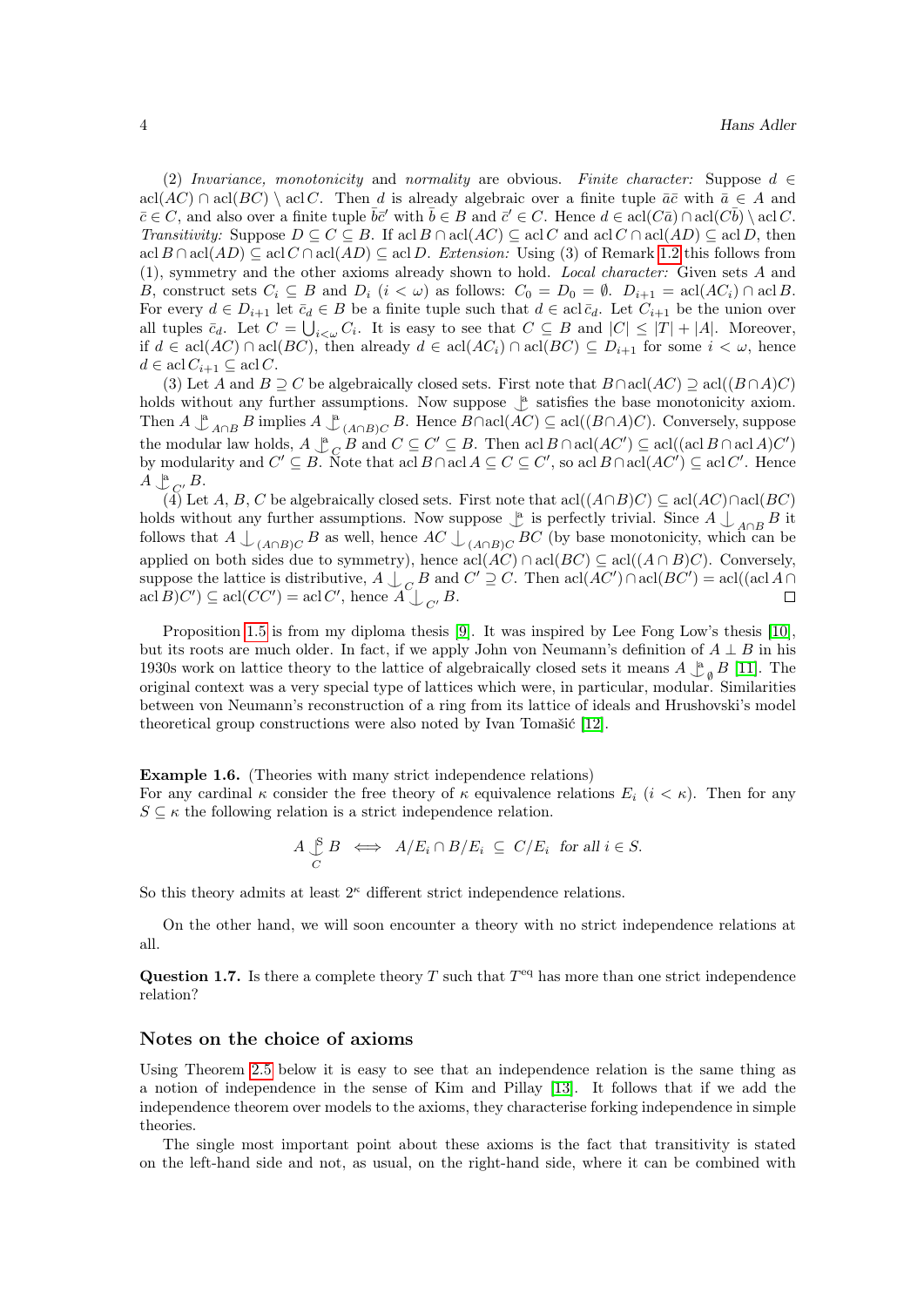(2) *Invariance, monotonicity* and *normality* are obvious. *Finite character:* Suppose $d \in \operatorname{acl}(AC) \cap \operatorname{acl}(BC) \setminus \operatorname{acl} C$. Then $d$ is already algebraic over a finite tuple $\bar{a}\bar{c}$ with $\bar{a} \in A$ and $\bar{c} \in C$, and also over a finite tuple $\bar{b}\bar{c}'$ with $\bar{b} \in B$ and $\bar{c}' \in C$. Hence $d \in \operatorname{acl}(C\bar{a}) \cap \operatorname{acl}(C\bar{b}) \setminus \operatorname{acl} C$. *Transitivity:* Suppose $D \subseteq C \subseteq B$. If $\operatorname{acl} B \cap \operatorname{acl}(AC) \subseteq \operatorname{acl} C$ and $\operatorname{acl} C \cap \operatorname{acl}(AD) \subseteq \operatorname{acl} D$, then $\operatorname{acl} B \cap \operatorname{acl}(AD) \subseteq \operatorname{acl} C \cap \operatorname{acl}(AD) \subseteq \operatorname{acl} D$. *Extension:* Using (3) of Remark 1.2 this follows from (1), symmetry and the other axioms already shown to hold. *Local character:* Given sets $A$ and $B$, construct sets $C_i \subseteq B$ and $D_i$ ($i < \omega$) as follows: $C_0 = D_0 = \emptyset$. $D_{i+1} = \operatorname{acl}(AC_i) \cap \operatorname{acl} B$. For every $d \in D_{i+1}$ let $\bar{c}_d \in B$ be a finite tuple such that $d \in \operatorname{acl} \bar{c}_d$. Let $C_{i+1}$ be the union over all tuples $\bar{c}_d$. Let $C = \bigcup_{i<\omega} C_i$. It is easy to see that $C \subseteq B$ and $|C| \leq |T| + |A|$. Moreover, if $d \in \operatorname{acl}(AC) \cap \operatorname{acl}(BC)$, then already $d \in \operatorname{acl}(AC_i) \cap \operatorname{acl}(BC) \subseteq D_{i+1}$ for some $i < \omega$, hence $d \in \operatorname{acl} C_{i+1} \subseteq \operatorname{acl} C$.

(3) Let $A$ and $B \supseteq C$ be algebraically closed sets. First note that $B \cap \operatorname{acl}(AC) \supseteq \operatorname{acl}((B \cap A)C)$ holds without any further assumptions. Now suppose $\mathop{\smile\!\!\!\!\!\!|}^{a}$ satisfies the base monotonicity axiom. Then $A \mathop{\smile\!\!\!\!\!\!|}^{a}_{A\cap B} B$ implies $A \mathop{\smile\!\!\!\!\!\!|}^{a}_{(A\cap B)C} B$. Hence $B \cap \operatorname{acl}(AC) \subseteq \operatorname{acl}((B \cap A)C)$. Conversely, suppose the modular law holds, $A \mathop{\smile\!\!\!\!\!\!|}^{a}_{C} B$ and $C \subseteq C' \subseteq B$. Then $\operatorname{acl} B \cap \operatorname{acl}(AC') \subseteq \operatorname{acl}((\operatorname{acl} B \cap \operatorname{acl} A)C')$ by modularity and $C' \subseteq B$. Note that $\operatorname{acl} B \cap \operatorname{acl} A \subseteq C \subseteq C'$, so $\operatorname{acl} B \cap \operatorname{acl}(AC') \subseteq \operatorname{acl} C'$. Hence $A \mathop{\smile\!\!\!\!\!\!|}^{a}_{C'} B$.

(4) Let $A$, $B$, $C$ be algebraically closed sets. First note that $\operatorname{acl}((A \cap B)C) \subseteq \operatorname{acl}(AC) \cap \operatorname{acl}(BC)$ holds without any further assumptions. Now suppose $\mathop{\smile\!\!\!\!\!\!|}^{a}$ is perfectly trivial. Since $A \mathop{\smile\!\!\!\!\!\!|}_{A\cap B} B$ it follows that $A \mathop{\smile\!\!\!\!\!\!|}_{(A\cap B)C} B$ as well, hence $AC \mathop{\smile\!\!\!\!\!\!|}_{(A\cap B)C} BC$ (by base monotonicity, which can be applied on both sides due to symmetry), hence $\operatorname{acl}(AC) \cap \operatorname{acl}(BC) \subseteq \operatorname{acl}((A \cap B)C)$. Conversely, suppose the lattice is distributive, $A \mathop{\smile\!\!\!\!\!\!|}_{C} B$ and $C' \supseteq C$. Then $\operatorname{acl}(AC') \cap \operatorname{acl}(BC') = \operatorname{acl}((\operatorname{acl} A \cap \operatorname{acl} B)C') \subseteq \operatorname{acl}(CC') = \operatorname{acl} C'$, hence $A \mathop{\smile\!\!\!\!\!\!|}_{C'} B$. $\square$

Proposition 1.5 is from my diploma thesis [9]. It was inspired by Lee Fong Low's thesis [10], but its roots are much older. In fact, if we apply John von Neumann's definition of $A \perp B$ in his 1930s work on lattice theory to the lattice of algebraically closed sets it means $A \mathop{\smile\!\!\!\!\!\!|}^{a}_{\emptyset} B$ [11]. The original context was a very special type of lattices which were, in particular, modular. Similarities between von Neumann's reconstruction of a ring from its lattice of ideals and Hrushovski's model theoretical group constructions were also noted by Ivan Tomašić [12].

**Example 1.6.** (Theories with many strict independence relations)
For any cardinal $\kappa$ consider the free theory of $\kappa$ equivalence relations $E_i$ ($i < \kappa$). Then for any $S \subseteq \kappa$ the following relation is a strict independence relation.

$$A \mathop{\smile\!\!\!\!\!\!|}^{S}_{C} B \iff A/E_i \cap B/E_i \subseteq C/E_i \text{ for all } i \in S.$$

So this theory admits at least $2^\kappa$ different strict independence relations.

On the other hand, we will soon encounter a theory with no strict independence relations at all.

**Question 1.7.** Is there a complete theory $T$ such that $T^{\mathrm{eq}}$ has more than one strict independence relation?

## Notes on the choice of axioms

Using Theorem 2.5 below it is easy to see that an independence relation is the same thing as a notion of independence in the sense of Kim and Pillay [13]. It follows that if we add the independence theorem over models to the axioms, they characterise forking independence in simple theories.

The single most important point about these axioms is the fact that transitivity is stated on the left-hand side and not, as usual, on the right-hand side, where it can be combined with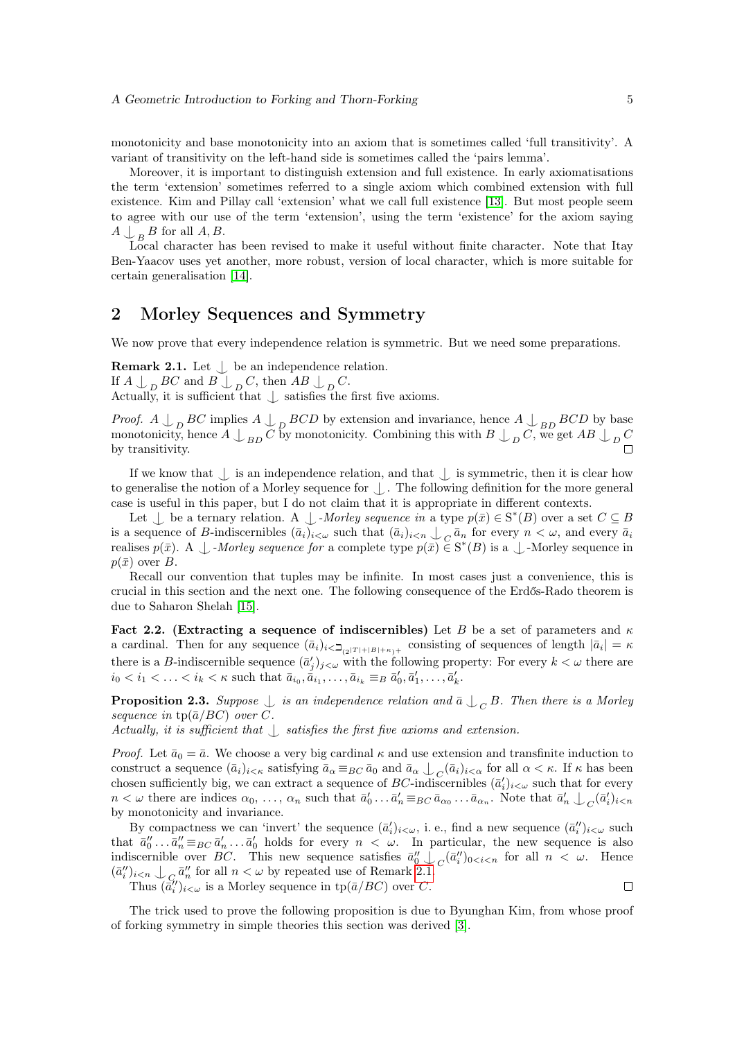monotonicity and base monotonicity into an axiom that is sometimes called 'full transitivity'. A variant of transitivity on the left-hand side is sometimes called the 'pairs lemma'.

Moreover, it is important to distinguish extension and full existence. In early axiomatisations the term 'extension' sometimes referred to a single axiom which combined extension with full existence. Kim and Pillay call 'extension' what we call full existence [13]. But most people seem to agree with our use of the term 'extension', using the term 'existence' for the axiom saying $A \mathop{\smile\!\!\!\!\!\!\mid}_B B$ for all $A, B$.

Local character has been revised to make it useful without finite character. Note that Itay Ben-Yaacov uses yet another, more robust, version of local character, which is more suitable for certain generalisation [14].

## 2 Morley Sequences and Symmetry

We now prove that every independence relation is symmetric. But we need some preparations.

**Remark 2.1.** Let $\mathop{\smile\!\!\!\!\!\!\mid}$ be an independence relation.
If $A \mathop{\smile\!\!\!\!\!\!\mid}_D BC$ and $B \mathop{\smile\!\!\!\!\!\!\mid}_D C$, then $AB \mathop{\smile\!\!\!\!\!\!\mid}_D C$.
Actually, it is sufficient that $\mathop{\smile\!\!\!\!\!\!\mid}$ satisfies the first five axioms.

*Proof.* $A \mathop{\smile\!\!\!\!\!\!\mid}_D BC$ implies $A \mathop{\smile\!\!\!\!\!\!\mid}_D BCD$ by extension and invariance, hence $A \mathop{\smile\!\!\!\!\!\!\mid}_{BD} BCD$ by base monotonicity, hence $A \mathop{\smile\!\!\!\!\!\!\mid}_{BD} C$ by monotonicity. Combining this with $B \mathop{\smile\!\!\!\!\!\!\mid}_D C$, we get $AB \mathop{\smile\!\!\!\!\!\!\mid}_D C$ by transitivity. □

If we know that $\mathop{\smile\!\!\!\!\!\!\mid}$ is an independence relation, and that $\mathop{\smile\!\!\!\!\!\!\mid}$ is symmetric, then it is clear how to generalise the notion of a Morley sequence for $\mathop{\smile\!\!\!\!\!\!\mid}$. The following definition for the more general case is useful in this paper, but I do not claim that it is appropriate in different contexts.

Let $\mathop{\smile\!\!\!\!\!\!\mid}$ be a ternary relation. A $\mathop{\smile\!\!\!\!\!\!\mid}$*-Morley sequence in* a type $p(\bar{x}) \in \mathrm{S}^*(B)$ over a set $C \subseteq B$ is a sequence of $B$-indiscernibles $(\bar{a}_i)_{i<\omega}$ such that $(\bar{a}_i)_{i<n} \mathop{\smile\!\!\!\!\!\!\mid}_C \bar{a}_n$ for every $n < \omega$, and every $\bar{a}_i$ realises $p(\bar{x})$. A $\mathop{\smile\!\!\!\!\!\!\mid}$*-Morley sequence for* a complete type $p(\bar{x}) \in \mathrm{S}^*(B)$ is a $\mathop{\smile\!\!\!\!\!\!\mid}$-Morley sequence in $p(\bar{x})$ over $B$.

Recall our convention that tuples may be infinite. In most cases just a convenience, this is crucial in this section and the next one. The following consequence of the Erdős-Rado theorem is due to Saharon Shelah [15].

**Fact 2.2. (Extracting a sequence of indiscernibles)** Let $B$ be a set of parameters and $\kappa$ a cardinal. Then for any sequence $(\bar{a}_i)_{i<\beth_{(2^{|T|+|B|+\kappa})^+}}$ consisting of sequences of length $|\bar{a}_i| = \kappa$ there is a $B$-indiscernible sequence $(\bar{a}'_j)_{j<\omega}$ with the following property: For every $k < \omega$ there are $i_0 < i_1 < \ldots < i_k < \kappa$ such that $\bar{a}_{i_0}, \bar{a}_{i_1}, \ldots, \bar{a}_{i_k} \equiv_B \bar{a}'_0, \bar{a}'_1, \ldots, \bar{a}'_k$.

**Proposition 2.3.** *Suppose $\mathop{\smile\!\!\!\!\!\!\mid}$ is an independence relation and $\bar{a} \mathop{\smile\!\!\!\!\!\!\mid}_C B$. Then there is a Morley sequence in $\mathrm{tp}(\bar{a}/BC)$ over $C$.*
*Actually, it is sufficient that $\mathop{\smile\!\!\!\!\!\!\mid}$ satisfies the first five axioms and extension.*

*Proof.* Let $\bar{a}_0 = \bar{a}$. We choose a very big cardinal $\kappa$ and use extension and transfinite induction to construct a sequence $(\bar{a}_i)_{i<\kappa}$ satisfying $\bar{a}_\alpha \equiv_{BC} \bar{a}_0$ and $\bar{a}_\alpha \mathop{\smile\!\!\!\!\!\!\mid}_C (\bar{a}_i)_{i<\alpha}$ for all $\alpha < \kappa$. If $\kappa$ has been chosen sufficiently big, we can extract a sequence of $BC$-indiscernibles $(\bar{a}'_i)_{i<\omega}$ such that for every $n < \omega$ there are indices $\alpha_0, \ldots, \alpha_n$ such that $\bar{a}'_0 \ldots \bar{a}'_n \equiv_{BC} \bar{a}_{\alpha_0} \ldots \bar{a}_{\alpha_n}$. Note that $\bar{a}'_n \mathop{\smile\!\!\!\!\!\!\mid}_C (\bar{a}'_i)_{i<n}$ by monotonicity and invariance.

By compactness we can 'invert' the sequence $(\bar{a}'_i)_{i<\omega}$, i. e., find a new sequence $(\bar{a}''_i)_{i<\omega}$ such that $\bar{a}''_0 \ldots \bar{a}''_n \equiv_{BC} \bar{a}'_n \ldots \bar{a}'_0$ holds for every $n < \omega$. In particular, the new sequence is also indiscernible over $BC$. This new sequence satisfies $\bar{a}''_0 \mathop{\smile\!\!\!\!\!\!\mid}_C (\bar{a}''_i)_{0<i<n}$ for all $n < \omega$. Hence $(\bar{a}''_i)_{i<n} \mathop{\smile\!\!\!\!\!\!\mid}_C \bar{a}''_n$ for all $n < \omega$ by repeated use of Remark 2.1.

Thus $(\bar{a}''_i)_{i<\omega}$ is a Morley sequence in $\mathrm{tp}(\bar{a}/BC)$ over $C$. □

The trick used to prove the following proposition is due to Byunghan Kim, from whose proof of forking symmetry in simple theories this section was derived [3].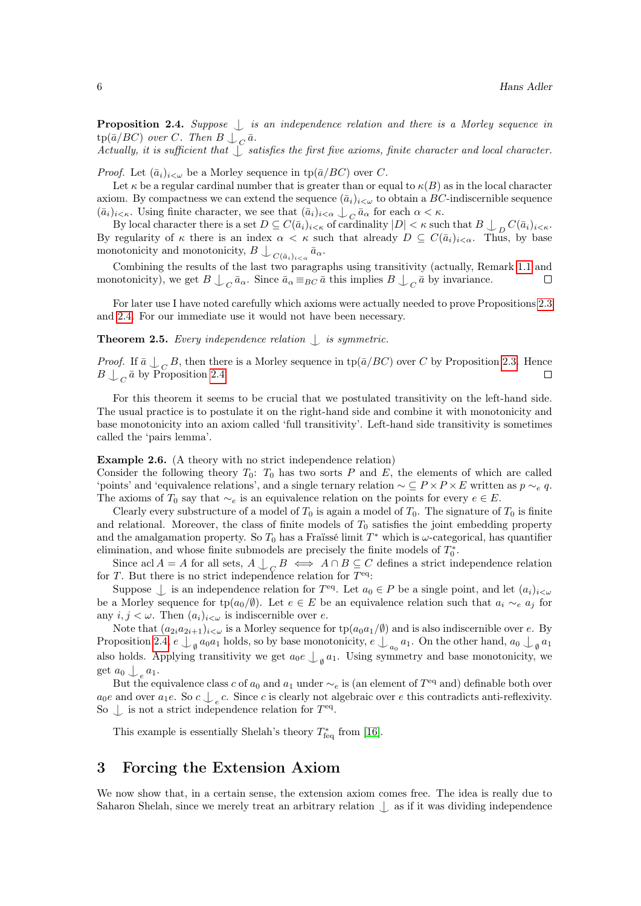**Proposition 2.4.** *Suppose $\mathop{\smile\!\!\!\!\!\!|}\,$ is an independence relation and there is a Morley sequence in $\operatorname{tp}(\bar{a}/BC)$ over $C$. Then $B \mathop{\smile\!\!\!\!\!\!|}_C \bar{a}$.*
*Actually, it is sufficient that $\mathop{\smile\!\!\!\!\!\!|}\,$ satisfies the first five axioms, finite character and local character.*

*Proof.* Let $(\bar{a}_i)_{i<\omega}$ be a Morley sequence in $\operatorname{tp}(\bar{a}/BC)$ over $C$.

Let $\kappa$ be a regular cardinal number that is greater than or equal to $\kappa(B)$ as in the local character axiom. By compactness we can extend the sequence $(\bar{a}_i)_{i<\omega}$ to obtain a $BC$-indiscernible sequence $(\bar{a}_i)_{i<\kappa}$. Using finite character, we see that $(\bar{a}_i)_{i<\alpha} \mathop{\smile\!\!\!\!\!\!|}_C \bar{a}_\alpha$ for each $\alpha < \kappa$.

By local character there is a set $D \subseteq C(\bar{a}_i)_{i<\kappa}$ of cardinality $|D| < \kappa$ such that $B \mathop{\smile\!\!\!\!\!\!|}_D C(\bar{a}_i)_{i<\kappa}$. By regularity of $\kappa$ there is an index $\alpha < \kappa$ such that already $D \subseteq C(\bar{a}_i)_{i<\alpha}$. Thus, by base monotonicity and monotonicity, $B \mathop{\smile\!\!\!\!\!\!|}_{C(\bar{a}_i)_{i<\alpha}} \bar{a}_\alpha$.

Combining the results of the last two paragraphs using transitivity (actually, Remark 1.1 and monotonicity), we get $B \mathop{\smile\!\!\!\!\!\!|}_C \bar{a}_\alpha$. Since $\bar{a}_\alpha \equiv_{BC} \bar{a}$ this implies $B \mathop{\smile\!\!\!\!\!\!|}_C \bar{a}$ by invariance. $\square$

For later use I have noted carefully which axioms were actually needed to prove Propositions 2.3 and 2.4. For our immediate use it would not have been necessary.

**Theorem 2.5.** *Every independence relation $\mathop{\smile\!\!\!\!\!\!|}\,$ is symmetric.*

*Proof.* If $\bar{a} \mathop{\smile\!\!\!\!\!\!|}_C B$, then there is a Morley sequence in $\operatorname{tp}(\bar{a}/BC)$ over $C$ by Proposition 2.3. Hence $B \mathop{\smile\!\!\!\!\!\!|}_C \bar{a}$ by Proposition 2.4. $\square$

For this theorem it seems to be crucial that we postulated transitivity on the left-hand side. The usual practice is to postulate it on the right-hand side and combine it with monotonicity and base monotonicity into an axiom called 'full transitivity'. Left-hand side transitivity is sometimes called the 'pairs lemma'.

**Example 2.6.** (A theory with no strict independence relation)
Consider the following theory $T_0$: $T_0$ has two sorts $P$ and $E$, the elements of which are called 'points' and 'equivalence relations', and a single ternary relation $\sim\, \subseteq P \times P \times E$ written as $p \sim_e q$. The axioms of $T_0$ say that $\sim_e$ is an equivalence relation on the points for every $e \in E$.

Clearly every substructure of a model of $T_0$ is again a model of $T_0$. The signature of $T_0$ is finite and relational. Moreover, the class of finite models of $T_0$ satisfies the joint embedding property and the amalgamation property. So $T_0$ has a Fraïssé limit $T^*$ which is $\omega$-categorical, has quantifier elimination, and whose finite submodels are precisely the finite models of $T_0^*$.

Since $\operatorname{acl} A = A$ for all sets, $A \mathop{\smile\!\!\!\!\!\!|}_C B \iff A \cap B \subseteq C$ defines a strict independence relation for $T$. But there is no strict independence relation for $T^{\mathrm{eq}}$:

Suppose $\mathop{\smile\!\!\!\!\!\!|}\,$ is an independence relation for $T^{\mathrm{eq}}$. Let $a_0 \in P$ be a single point, and let $(a_i)_{i<\omega}$ be a Morley sequence for $\operatorname{tp}(a_0/\emptyset)$. Let $e \in E$ be an equivalence relation such that $a_i \sim_e a_j$ for any $i, j < \omega$. Then $(a_i)_{i<\omega}$ is indiscernible over $e$.

Note that $(a_{2i}a_{2i+1})_{i<\omega}$ is a Morley sequence for $\operatorname{tp}(a_0 a_1/\emptyset)$ and is also indiscernible over $e$. By Proposition 2.4, $e \mathop{\smile\!\!\!\!\!\!|}_\emptyset a_0 a_1$ holds, so by base monotonicity, $e \mathop{\smile\!\!\!\!\!\!|}_{a_0} a_1$. On the other hand, $a_0 \mathop{\smile\!\!\!\!\!\!|}_\emptyset a_1$ also holds. Applying transitivity we get $a_0 e \mathop{\smile\!\!\!\!\!\!|}_\emptyset a_1$. Using symmetry and base monotonicity, we get $a_0 \mathop{\smile\!\!\!\!\!\!|}_e a_1$.

But the equivalence class $c$ of $a_0$ and $a_1$ under $\sim_e$ is (an element of $T^{\mathrm{eq}}$ and) definable both over $a_0 e$ and over $a_1 e$. So $c \mathop{\smile\!\!\!\!\!\!|}_e c$. Since $c$ is clearly not algebraic over $e$ this contradicts anti-reflexivity. So $\mathop{\smile\!\!\!\!\!\!|}\,$ is not a strict independence relation for $T^{\mathrm{eq}}$.

This example is essentially Shelah's theory $T^*_{\mathrm{feq}}$ from [16].

## 3 Forcing the Extension Axiom

We now show that, in a certain sense, the extension axiom comes free. The idea is really due to Saharon Shelah, since we merely treat an arbitrary relation $\mathop{\smile\!\!\!\!\!\!|}\,$ as if it was dividing independence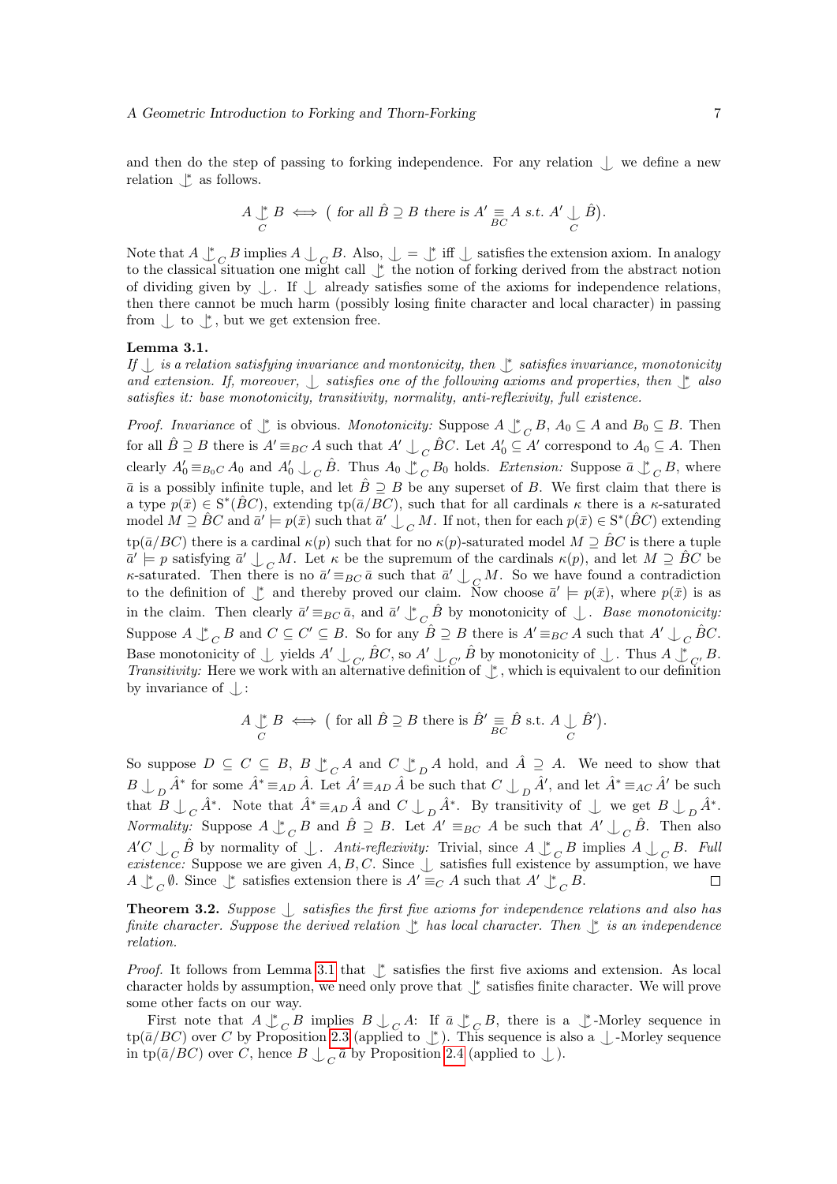and then do the step of passing to forking independence. For any relation $\mathop{\smile\!\!\!\!\!\!|}\,$ we define a new relation $\mathop{\smile\!\!\!\!\!\!|}^*$ as follows.

$$A \mathop{\smile\!\!\!\!\!\!|}^*_C B \iff \big( \text{ for all } \hat{B} \supseteq B \text{ there is } A' \underset{BC}{\equiv} A \text{ s.t. } A' \mathop{\smile\!\!\!\!\!\!|}_C \hat{B} \big).$$

Note that $A \mathop{\smile\!\!\!\!\!\!|}^*_C B$ implies $A \mathop{\smile\!\!\!\!\!\!|}_C B$. Also, $\mathop{\smile\!\!\!\!\!\!|} = \mathop{\smile\!\!\!\!\!\!|}^*$ iff $\mathop{\smile\!\!\!\!\!\!|}$ satisfies the extension axiom. In analogy to the classical situation one might call $\mathop{\smile\!\!\!\!\!\!|}^*$ the notion of forking derived from the abstract notion of dividing given by $\mathop{\smile\!\!\!\!\!\!|}$. If $\mathop{\smile\!\!\!\!\!\!|}$ already satisfies some of the axioms for independence relations, then there cannot be much harm (possibly losing finite character and local character) in passing from $\mathop{\smile\!\!\!\!\!\!|}$ to $\mathop{\smile\!\!\!\!\!\!|}^*$, but we get extension free.

**Lemma 3.1.**
*If $\mathop{\smile\!\!\!\!\!\!|}$ is a relation satisfying invariance and montonicity, then $\mathop{\smile\!\!\!\!\!\!|}^*$ satisfies invariance, monotonicity and extension. If, moreover, $\mathop{\smile\!\!\!\!\!\!|}$ satisfies one of the following axioms and properties, then $\mathop{\smile\!\!\!\!\!\!|}^*$ also satisfies it: base monotonicity, transitivity, normality, anti-reflexivity, full existence.*

*Proof.* *Invariance* of $\mathop{\smile\!\!\!\!\!\!|}^*$ is obvious. *Monotonicity:* Suppose $A \mathop{\smile\!\!\!\!\!\!|}^*_C B$, $A_0 \subseteq A$ and $B_0 \subseteq B$. Then for all $\hat{B} \supseteq B$ there is $A' \equiv_{BC} A$ such that $A' \mathop{\smile\!\!\!\!\!\!|}_C \hat{B}C$. Let $A'_0 \subseteq A'$ correspond to $A_0 \subseteq A$. Then clearly $A'_0 \equiv_{B_0C} A_0$ and $A'_0 \mathop{\smile\!\!\!\!\!\!|}_C \hat{B}$. Thus $A_0 \mathop{\smile\!\!\!\!\!\!|}^*_C B_0$ holds. *Extension:* Suppose $\bar{a} \mathop{\smile\!\!\!\!\!\!|}^*_C B$, where $\bar{a}$ is a possibly infinite tuple, and let $\hat{B} \supseteq B$ be any superset of $B$. We first claim that there is a type $p(\bar{x}) \in S^*(\hat{B}C)$, extending $\mathrm{tp}(\bar{a}/BC)$, such that for all cardinals $\kappa$ there is a $\kappa$-saturated model $M \supseteq \hat{B}C$ and $\bar{a}' \models p(\bar{x})$ such that $\bar{a}' \mathop{\smile\!\!\!\!\!\!|}_C M$. If not, then for each $p(\bar{x}) \in S^*(\hat{B}C)$ extending $\mathrm{tp}(\bar{a}/BC)$ there is a cardinal $\kappa(p)$ such that for no $\kappa(p)$-saturated model $M \supseteq \hat{B}C$ is there a tuple $\bar{a}' \models p$ satisfying $\bar{a}' \mathop{\smile\!\!\!\!\!\!|}_C M$. Let $\kappa$ be the supremum of the cardinals $\kappa(p)$, and let $M \supseteq \hat{B}C$ be $\kappa$-saturated. Then there is no $\bar{a}' \equiv_{BC} \bar{a}$ such that $\bar{a}' \mathop{\smile\!\!\!\!\!\!|}_C M$. So we have found a contradiction to the definition of $\mathop{\smile\!\!\!\!\!\!|}^*$ and thereby proved our claim. Now choose $\bar{a}' \models p(\bar{x})$, where $p(\bar{x})$ is as in the claim. Then clearly $\bar{a}' \equiv_{BC} \bar{a}$, and $\bar{a}' \mathop{\smile\!\!\!\!\!\!|}^*_C \hat{B}$ by monotonicity of $\mathop{\smile\!\!\!\!\!\!|}$. *Base monotonicity:* Suppose $A \mathop{\smile\!\!\!\!\!\!|}^*_C B$ and $C \subseteq C' \subseteq B$. So for any $\hat{B} \supseteq B$ there is $A' \equiv_{BC} A$ such that $A' \mathop{\smile\!\!\!\!\!\!|}_C \hat{B}C$. Base monotonicity of $\mathop{\smile\!\!\!\!\!\!|}$ yields $A' \mathop{\smile\!\!\!\!\!\!|}_{C'} \hat{B}C$, so $A' \mathop{\smile\!\!\!\!\!\!|}_{C'} \hat{B}$ by monotonicity of $\mathop{\smile\!\!\!\!\!\!|}$. Thus $A \mathop{\smile\!\!\!\!\!\!|}^*_{C'} B$. *Transitivity:* Here we work with an alternative definition of $\mathop{\smile\!\!\!\!\!\!|}^*$, which is equivalent to our definition by invariance of $\mathop{\smile\!\!\!\!\!\!|}$:

$$A \mathop{\smile\!\!\!\!\!\!|}^*_C B \iff \big( \text{ for all } \hat{B} \supseteq B \text{ there is } \hat{B}' \underset{BC}{\equiv} \hat{B} \text{ s.t. } A \mathop{\smile\!\!\!\!\!\!|}_C \hat{B}' \big).$$

So suppose $D \subseteq C \subseteq B$, $B \mathop{\smile\!\!\!\!\!\!|}^*_C A$ and $C \mathop{\smile\!\!\!\!\!\!|}^*_D A$ hold, and $\hat{A} \supseteq A$. We need to show that $B \mathop{\smile\!\!\!\!\!\!|}_D \hat{A}^*$ for some $\hat{A}^* \equiv_{AD} \hat{A}$. Let $\hat{A}' \equiv_{AD} \hat{A}$ be such that $C \mathop{\smile\!\!\!\!\!\!|}_D \hat{A}'$, and let $\hat{A}^* \equiv_{AC} \hat{A}'$ be such that $B \mathop{\smile\!\!\!\!\!\!|}_C \hat{A}^*$. Note that $\hat{A}^* \equiv_{AD} \hat{A}$ and $C \mathop{\smile\!\!\!\!\!\!|}_D \hat{A}^*$. By transitivity of $\mathop{\smile\!\!\!\!\!\!|}$ we get $B \mathop{\smile\!\!\!\!\!\!|}_D \hat{A}^*$. *Normality:* Suppose $A \mathop{\smile\!\!\!\!\!\!|}^*_C B$ and $\hat{B} \supseteq B$. Let $A' \equiv_{BC} A$ be such that $A' \mathop{\smile\!\!\!\!\!\!|}_C \hat{B}$. Then also $A'C \mathop{\smile\!\!\!\!\!\!|}_C \hat{B}$ by normality of $\mathop{\smile\!\!\!\!\!\!|}$. *Anti-reflexivity:* Trivial, since $A \mathop{\smile\!\!\!\!\!\!|}^*_C B$ implies $A \mathop{\smile\!\!\!\!\!\!|}_C B$. *Full existence:* Suppose we are given $A, B, C$. Since $\mathop{\smile\!\!\!\!\!\!|}$ satisfies full existence by assumption, we have $A \mathop{\smile\!\!\!\!\!\!|}^*_C \emptyset$. Since $\mathop{\smile\!\!\!\!\!\!|}^*$ satisfies extension there is $A' \equiv_C A$ such that $A' \mathop{\smile\!\!\!\!\!\!|}^*_C B$. $\square$

**Theorem 3.2.** *Suppose $\mathop{\smile\!\!\!\!\!\!|}$ satisfies the first five axioms for independence relations and also has finite character. Suppose the derived relation $\mathop{\smile\!\!\!\!\!\!|}^*$ has local character. Then $\mathop{\smile\!\!\!\!\!\!|}^*$ is an independence relation.*

*Proof.* It follows from Lemma 3.1 that $\mathop{\smile\!\!\!\!\!\!|}^*$ satisfies the first five axioms and extension. As local character holds by assumption, we need only prove that $\mathop{\smile\!\!\!\!\!\!|}^*$ satisfies finite character. We will prove some other facts on our way.

First note that $A \mathop{\smile\!\!\!\!\!\!|}^*_C B$ implies $B \mathop{\smile\!\!\!\!\!\!|}_C A$: If $\bar{a} \mathop{\smile\!\!\!\!\!\!|}^*_C B$, there is a $\mathop{\smile\!\!\!\!\!\!|}^*$-Morley sequence in $\mathrm{tp}(\bar{a}/BC)$ over $C$ by Proposition 2.3 (applied to $\mathop{\smile\!\!\!\!\!\!|}^*$). This sequence is also a $\mathop{\smile\!\!\!\!\!\!|}$-Morley sequence in $\mathrm{tp}(\bar{a}/BC)$ over $C$, hence $B \mathop{\smile\!\!\!\!\!\!|}_C \bar{a}$ by Proposition 2.4 (applied to $\mathop{\smile\!\!\!\!\!\!|}$).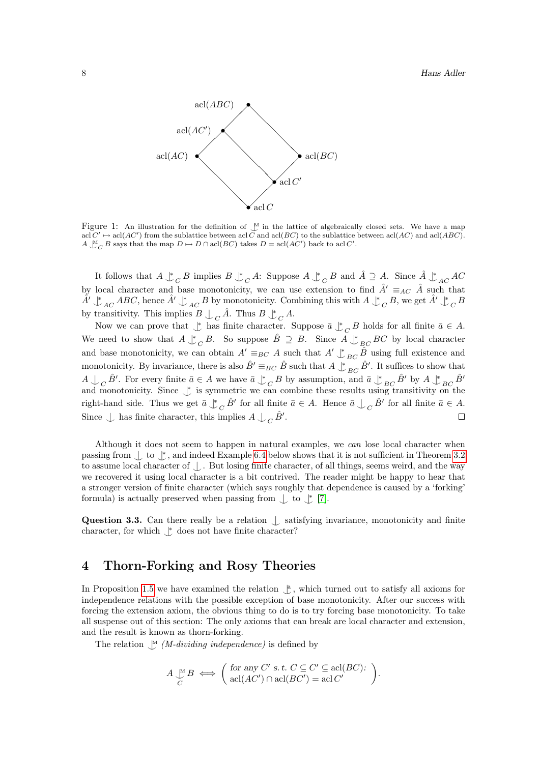Figure 1: An illustration for the definition of $\mathop{\smile\!\!\!\!|}^{\text{M}}$ in the lattice of algebraically closed sets. We have a map $\operatorname{acl} C' \mapsto \operatorname{acl}(AC')$ from the sublattice between $\operatorname{acl} C$ and $\operatorname{acl}(BC)$ to the sublattice between $\operatorname{acl}(AC)$ and $\operatorname{acl}(ABC)$. $A \mathop{\smile\!\!\!\!|}^{\text{M}}_C B$ says that the map $D \mapsto D \cap \operatorname{acl}(BC)$ takes $D = \operatorname{acl}(AC')$ back to $\operatorname{acl} C'$.

It follows that $A \mathop{\smile\!\!\!\!|}^{*}_C B$ implies $B \mathop{\smile\!\!\!\!|}^{*}_C A$: Suppose $A \mathop{\smile\!\!\!\!|}^{*}_C B$ and $\hat{A} \supseteq A$. Since $\hat{A} \mathop{\smile\!\!\!\!|}^{*}_{AC} AC$ by local character and base monotonicity, we can use extension to find $\hat{A}' \equiv_{AC} \hat{A}$ such that $\hat{A}' \mathop{\smile\!\!\!\!|}^{*}_{AC} ABC$, hence $\hat{A}' \mathop{\smile\!\!\!\!|}^{*}_{AC} B$ by monotonicity. Combining this with $A \mathop{\smile\!\!\!\!|}^{*}_C B$, we get $\hat{A}' \mathop{\smile\!\!\!\!|}^{*}_C B$ by transitivity. This implies $B \mathop{\smile\!\!\!\!|}_C \hat{A}$. Thus $B \mathop{\smile\!\!\!\!|}^{*}_C A$.

Now we can prove that $\mathop{\smile\!\!\!\!|}^{*}$ has finite character. Suppose $\bar{a} \mathop{\smile\!\!\!\!|}^{*}_C B$ holds for all finite $\bar{a} \in A$. We need to show that $A \mathop{\smile\!\!\!\!|}^{*}_C B$. So suppose $\hat{B} \supseteq B$. Since $A \mathop{\smile\!\!\!\!|}^{*}_{BC} BC$ by local character and base monotonicity, we can obtain $A' \equiv_{BC} A$ such that $A' \mathop{\smile\!\!\!\!|}^{*}_{BC} \hat{B}$ using full existence and monotonicity. By invariance, there is also $\hat{B}' \equiv_{BC} \hat{B}$ such that $A \mathop{\smile\!\!\!\!|}^{*}_{BC} \hat{B}'$. It suffices to show that $A \mathop{\smile\!\!\!\!|}_C \hat{B}'$. For every finite $\bar{a} \in A$ we have $\bar{a} \mathop{\smile\!\!\!\!|}^{*}_C B$ by assumption, and $\bar{a} \mathop{\smile\!\!\!\!|}^{*}_{BC} \hat{B}'$ by $A \mathop{\smile\!\!\!\!|}^{*}_{BC} \hat{B}'$ and monotonicity. Since $\mathop{\smile\!\!\!\!|}^{*}$ is symmetric we can combine these results using transitivity on the right-hand side. Thus we get $\bar{a} \mathop{\smile\!\!\!\!|}^{*}_C \hat{B}'$ for all finite $\bar{a} \in A$. Hence $\bar{a} \mathop{\smile\!\!\!\!|}_C \hat{B}'$ for all finite $\bar{a} \in A$. Since $\mathop{\smile\!\!\!\!|}$ has finite character, this implies $A \mathop{\smile\!\!\!\!|}_C \hat{B}'$. □

Although it does not seem to happen in natural examples, we *can* lose local character when passing from $\mathop{\smile\!\!\!\!|}$ to $\mathop{\smile\!\!\!\!|}^{*}$, and indeed Example 6.4 below shows that it is not sufficient in Theorem 3.2 to assume local character of $\mathop{\smile\!\!\!\!|}$. But losing finite character, of all things, seems weird, and the way we recovered it using local character is a bit contrived. The reader might be happy to hear that a stronger version of finite character (which says roughly that dependence is caused by a 'forking' formula) is actually preserved when passing from $\mathop{\smile\!\!\!\!|}$ to $\mathop{\smile\!\!\!\!|}^{*}$ [7].

**Question 3.3.** Can there really be a relation $\mathop{\smile\!\!\!\!|}$ satisfying invariance, monotonicity and finite character, for which $\mathop{\smile\!\!\!\!|}^{*}$ does not have finite character?

# 4 Thorn-Forking and Rosy Theories

In Proposition 1.5 we have examined the relation $\mathop{\smile\!\!\!\!|}^{\text{a}}$, which turned out to satisfy all axioms for independence relations with the possible exception of base monotonicity. After our success with forcing the extension axiom, the obvious thing to do is to try forcing base monotonicity. To take all suspense out of this section: The only axioms that can break are local character and extension, and the result is known as thorn-forking.

The relation $\mathop{\smile\!\!\!\!|}^{\text{M}}$ *(M-dividing independence)* is defined by

$$A \mathop{\smile\!\!\!\!|}^{\text{M}}_C B \iff \left( \begin{array}{l} \text{for any } C' \text{ s. t. } C \subseteq C' \subseteq \operatorname{acl}(BC): \\ \operatorname{acl}(AC') \cap \operatorname{acl}(BC') = \operatorname{acl} C' \end{array} \right).$$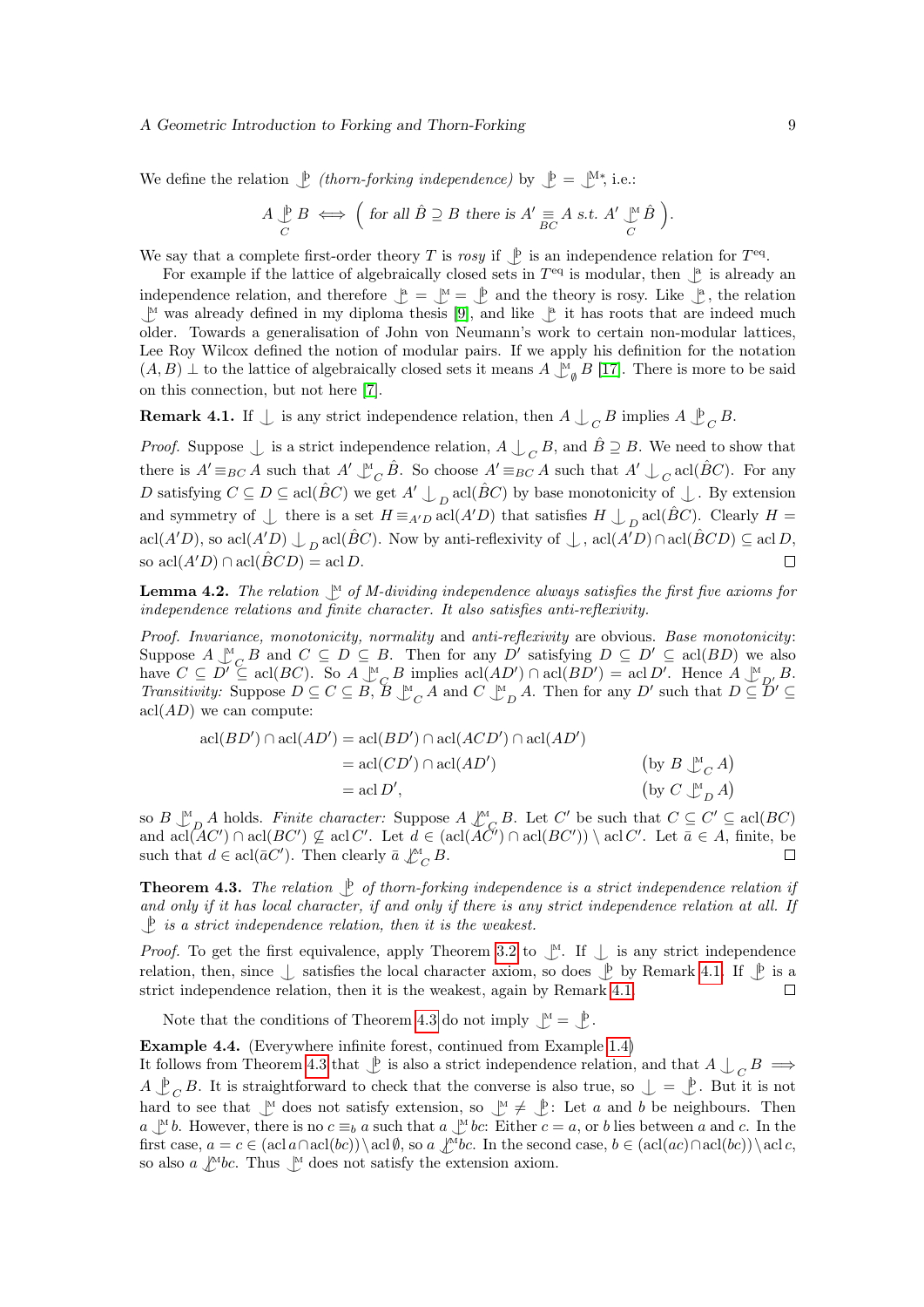We define the relation $\mathop{\smile\!\!\!\!\!\!|}^{\text{þ}}$ *(thorn-forking independence)* by $\mathop{\smile\!\!\!\!\!\!|}^{\text{þ}} = \mathop{\smile\!\!\!\!\!\!|}^{\text{M}*}$, i.e.:

$$A \mathop{\smile\!\!\!\!\!\!|}^{\text{þ}}_C B \iff \Big( \text{ for all } \hat{B} \supseteq B \text{ there is } A' \underset{BC}{\equiv} A \text{ s.t. } A' \mathop{\smile\!\!\!\!\!\!|}^{\text{M}}_C \hat{B} \Big).$$

We say that a complete first-order theory $T$ is *rosy* if $\mathop{\smile\!\!\!\!\!\!|}^{\text{þ}}$ is an independence relation for $T^{\text{eq}}$.

For example if the lattice of algebraically closed sets in $T^{\text{eq}}$ is modular, then $\mathop{\smile\!\!\!\!\!\!|}^{\text{a}}$ is already an independence relation, and therefore $\mathop{\smile\!\!\!\!\!\!|}^{\text{a}} = \mathop{\smile\!\!\!\!\!\!|}^{\text{M}} = \mathop{\smile\!\!\!\!\!\!|}^{\text{þ}}$ and the theory is rosy. Like $\mathop{\smile\!\!\!\!\!\!|}^{\text{a}}$, the relation $\mathop{\smile\!\!\!\!\!\!|}^{\text{M}}$ was already defined in my diploma thesis [9], and like $\mathop{\smile\!\!\!\!\!\!|}^{\text{a}}$ it has roots that are indeed much older. Towards a generalisation of John von Neumann's work to certain non-modular lattices, Lee Roy Wilcox defined the notion of modular pairs. If we apply his definition for the notation $(A, B) \perp$ to the lattice of algebraically closed sets it means $A \mathop{\smile\!\!\!\!\!\!|}^{\text{M}}_{\emptyset} B$ [17]. There is more to be said on this connection, but not here [7].

**Remark 4.1.** If $\mathop{\smile\!\!\!\!\!\!|}$ is any strict independence relation, then $A \mathop{\smile\!\!\!\!\!\!|}_C B$ implies $A \mathop{\smile\!\!\!\!\!\!|}^{\text{þ}}_C B$.

*Proof.* Suppose $\mathop{\smile\!\!\!\!\!\!|}$ is a strict independence relation, $A \mathop{\smile\!\!\!\!\!\!|}_C B$, and $\hat{B} \supseteq B$. We need to show that there is $A' \equiv_{BC} A$ such that $A' \mathop{\smile\!\!\!\!\!\!|}^{\text{M}}_C \hat{B}$. So choose $A' \equiv_{BC} A$ such that $A' \mathop{\smile\!\!\!\!\!\!|}_C \operatorname{acl}(\hat{B}C)$. For any $D$ satisfying $C \subseteq D \subseteq \operatorname{acl}(\hat{B}C)$ we get $A' \mathop{\smile\!\!\!\!\!\!|}_D \operatorname{acl}(\hat{B}C)$ by base monotonicity of $\mathop{\smile\!\!\!\!\!\!|}$. By extension and symmetry of $\mathop{\smile\!\!\!\!\!\!|}$ there is a set $H \equiv_{A'D} \operatorname{acl}(A'D)$ that satisfies $H \mathop{\smile\!\!\!\!\!\!|}_D \operatorname{acl}(\hat{B}C)$. Clearly $H = \operatorname{acl}(A'D)$, so $\operatorname{acl}(A'D) \mathop{\smile\!\!\!\!\!\!|}_D \operatorname{acl}(\hat{B}C)$. Now by anti-reflexivity of $\mathop{\smile\!\!\!\!\!\!|}$, $\operatorname{acl}(A'D) \cap \operatorname{acl}(\hat{B}CD) \subseteq \operatorname{acl} D$, so $\operatorname{acl}(A'D) \cap \operatorname{acl}(\hat{B}CD) = \operatorname{acl} D$. $\square$

**Lemma 4.2.** *The relation $\mathop{\smile\!\!\!\!\!\!|}^{\text{M}}$ of M-dividing independence always satisfies the first five axioms for independence relations and finite character. It also satisfies anti-reflexivity.*

*Proof. Invariance, monotonicity, normality* and *anti-reflexivity* are obvious. *Base monotonicity*: Suppose $A \mathop{\smile\!\!\!\!\!\!|}^{\text{M}}_C B$ and $C \subseteq D \subseteq B$. Then for any $D'$ satisfying $D \subseteq D' \subseteq \operatorname{acl}(BD)$ we also have $C \subseteq D' \subseteq \operatorname{acl}(BC)$. So $A \mathop{\smile\!\!\!\!\!\!|}^{\text{M}}_C B$ implies $\operatorname{acl}(AD') \cap \operatorname{acl}(BD') = \operatorname{acl} D'$. Hence $A \mathop{\smile\!\!\!\!\!\!|}^{\text{M}}_{D'} B$. *Transitivity:* Suppose $D \subseteq C \subseteq B$, $B \mathop{\smile\!\!\!\!\!\!|}^{\text{M}}_C A$ and $C \mathop{\smile\!\!\!\!\!\!|}^{\text{M}}_D A$. Then for any $D'$ such that $D \subseteq D' \subseteq \operatorname{acl}(AD)$ we can compute:

$$\begin{aligned}
\operatorname{acl}(BD') \cap \operatorname{acl}(AD') &= \operatorname{acl}(BD') \cap \operatorname{acl}(ACD') \cap \operatorname{acl}(AD') \\
&= \operatorname{acl}(CD') \cap \operatorname{acl}(AD') && \big(\text{by } B \mathop{\smile\!\!\!\!\!\!|}^{\text{M}}_C A\big) \\
&= \operatorname{acl} D', && \big(\text{by } C \mathop{\smile\!\!\!\!\!\!|}^{\text{M}}_D A\big)
\end{aligned}$$

so $B \mathop{\smile\!\!\!\!\!\!|}^{\text{M}}_D A$ holds. *Finite character:* Suppose $A \not\mathop{\smile\!\!\!\!\!\!|}^{\text{M}}_C B$. Let $C'$ be such that $C \subseteq C' \subseteq \operatorname{acl}(BC)$ and $\operatorname{acl}(AC') \cap \operatorname{acl}(BC') \not\subseteq \operatorname{acl} C'$. Let $d \in (\operatorname{acl}(AC') \cap \operatorname{acl}(BC')) \setminus \operatorname{acl} C'$. Let $\bar{a} \in A$, finite, be such that $d \in \operatorname{acl}(\bar{a}C')$. Then clearly $\bar{a} \not\mathop{\smile\!\!\!\!\!\!|}^{\text{M}}_C B$. $\square$

**Theorem 4.3.** *The relation $\mathop{\smile\!\!\!\!\!\!|}^{\text{þ}}$ of thorn-forking independence is a strict independence relation if and only if it has local character, if and only if there is any strict independence relation at all. If $\mathop{\smile\!\!\!\!\!\!|}^{\text{þ}}$ is a strict independence relation, then it is the weakest.*

*Proof.* To get the first equivalence, apply Theorem 3.2 to $\mathop{\smile\!\!\!\!\!\!|}^{\text{M}}$. If $\mathop{\smile\!\!\!\!\!\!|}$ is any strict independence relation, then, since $\mathop{\smile\!\!\!\!\!\!|}$ satisfies the local character axiom, so does $\mathop{\smile\!\!\!\!\!\!|}^{\text{þ}}$ by Remark 4.1. If $\mathop{\smile\!\!\!\!\!\!|}^{\text{þ}}$ is a strict independence relation, then it is the weakest, again by Remark 4.1. $\square$

Note that the conditions of Theorem 4.3 do not imply $\mathop{\smile\!\!\!\!\!\!|}^{\text{M}} = \mathop{\smile\!\!\!\!\!\!|}^{\text{þ}}$.

**Example 4.4.** (Everywhere infinite forest, continued from Example 1.4)
It follows from Theorem 4.3 that $\mathop{\smile\!\!\!\!\!\!|}^{\text{þ}}$ is also a strict independence relation, and that $A \mathop{\smile\!\!\!\!\!\!|}_C B \implies A \mathop{\smile\!\!\!\!\!\!|}^{\text{þ}}_C B$. It is straightforward to check that the converse is also true, so $\mathop{\smile\!\!\!\!\!\!|} = \mathop{\smile\!\!\!\!\!\!|}^{\text{þ}}$. But it is not hard to see that $\mathop{\smile\!\!\!\!\!\!|}^{\text{M}}$ does not satisfy extension, so $\mathop{\smile\!\!\!\!\!\!|}^{\text{M}} \neq \mathop{\smile\!\!\!\!\!\!|}^{\text{þ}}$: Let $a$ and $b$ be neighbours. Then $a \mathop{\smile\!\!\!\!\!\!|}^{\text{M}} b$. However, there is no $c \equiv_b a$ such that $a \mathop{\smile\!\!\!\!\!\!|}^{\text{M}} bc$: Either $c = a$, or $b$ lies between $a$ and $c$. In the first case, $a = c \in (\operatorname{acl} a \cap \operatorname{acl}(bc)) \setminus \operatorname{acl} \emptyset$, so $a \not\mathop{\smile\!\!\!\!\!\!|}^{\text{M}} bc$. In the second case, $b \in (\operatorname{acl}(ac) \cap \operatorname{acl}(bc)) \setminus \operatorname{acl} c$, so also $a \not\mathop{\smile\!\!\!\!\!\!|}^{\text{M}} bc$. Thus $\mathop{\smile\!\!\!\!\!\!|}^{\text{M}}$ does not satisfy the extension axiom.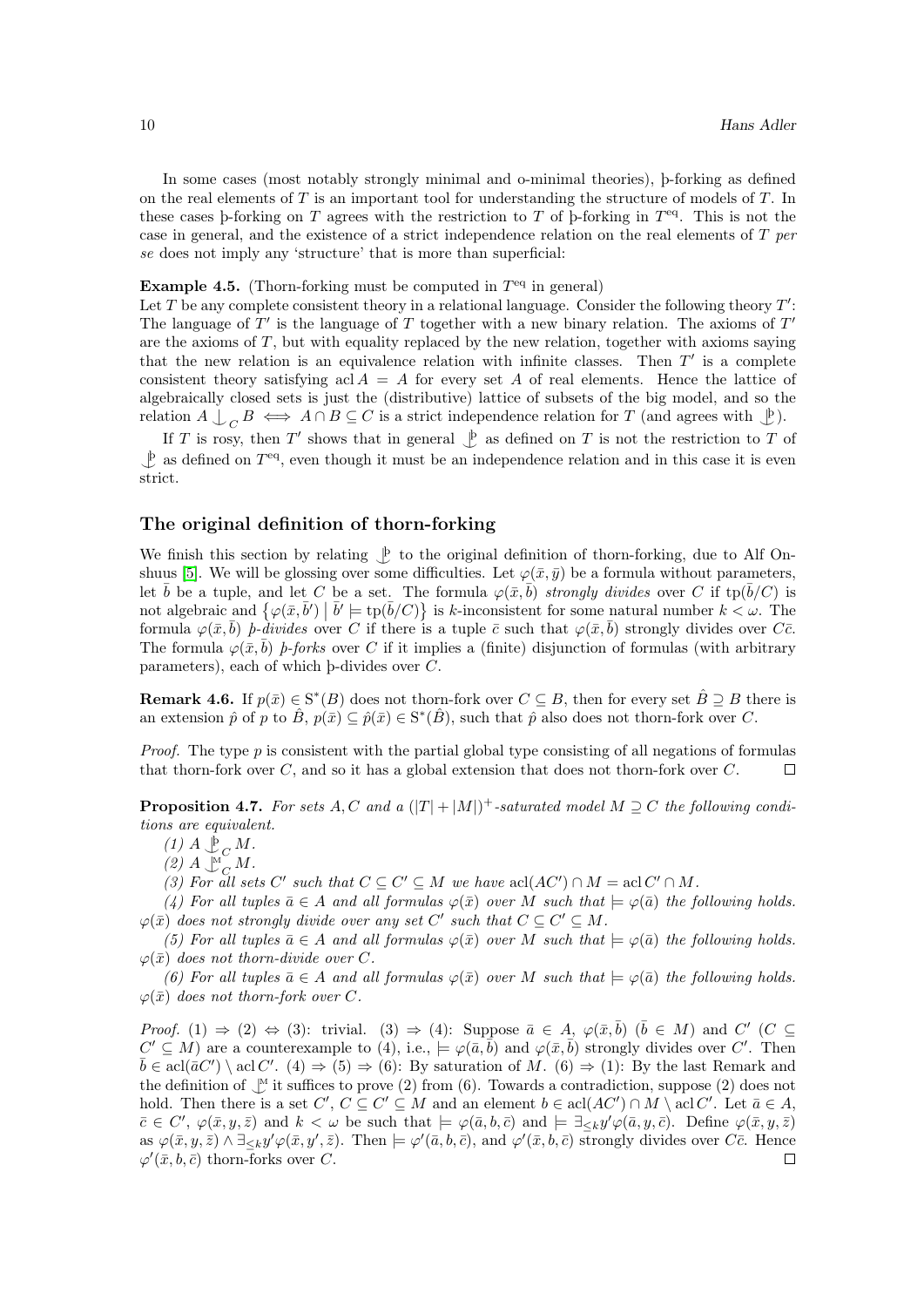In some cases (most notably strongly minimal and o-minimal theories), þ-forking as defined on the real elements of $T$ is an important tool for understanding the structure of models of $T$. In these cases þ-forking on $T$ agrees with the restriction to $T$ of þ-forking in $T^{\mathrm{eq}}$. This is not the case in general, and the existence of a strict independence relation on the real elements of $T$ *per se* does not imply any 'structure' that is more than superficial:

**Example 4.5.** (Thorn-forking must be computed in $T^{\mathrm{eq}}$ in general)
Let $T$ be any complete consistent theory in a relational language. Consider the following theory $T'$: The language of $T'$ is the language of $T$ together with a new binary relation. The axioms of $T'$ are the axioms of $T$, but with equality replaced by the new relation, together with axioms saying that the new relation is an equivalence relation with infinite classes. Then $T'$ is a complete consistent theory satisfying $\operatorname{acl} A = A$ for every set $A$ of real elements. Hence the lattice of algebraically closed sets is just the (distributive) lattice of subsets of the big model, and so the relation $A \mathop{\smile\!\!\!\!\!\!|}_C B \iff A \cap B \subseteq C$ is a strict independence relation for $T$ (and agrees with $\mathop{\smile\!\!\!\!\!\!|}^{\text{þ}}$).

If $T$ is rosy, then $T'$ shows that in general $\mathop{\smile\!\!\!\!\!\!|}^{\text{þ}}$ as defined on $T$ is not the restriction to $T$ of $\mathop{\smile\!\!\!\!\!\!|}^{\text{þ}}$ as defined on $T^{\mathrm{eq}}$, even though it must be an independence relation and in this case it is even strict.

## The original definition of thorn-forking

We finish this section by relating $\mathop{\smile\!\!\!\!\!\!|}^{\text{þ}}$ to the original definition of thorn-forking, due to Alf Onshuus [5]. We will be glossing over some difficulties. Let $\varphi(\bar{x}, \bar{y})$ be a formula without parameters, let $\bar{b}$ be a tuple, and let $C$ be a set. The formula $\varphi(\bar{x}, \bar{b})$ *strongly divides* over $C$ if $\operatorname{tp}(\bar{b}/C)$ is not algebraic and $\{\varphi(\bar{x}, \bar{b}') \mid \bar{b}' \models \operatorname{tp}(\bar{b}/C)\}$ is $k$-inconsistent for some natural number $k < \omega$. The formula $\varphi(\bar{x}, \bar{b})$ *þ-divides* over $C$ if there is a tuple $\bar{c}$ such that $\varphi(\bar{x}, \bar{b})$ strongly divides over $C\bar{c}$. The formula $\varphi(\bar{x}, \bar{b})$ *þ-forks* over $C$ if it implies a (finite) disjunction of formulas (with arbitrary parameters), each of which þ-divides over $C$.

**Remark 4.6.** If $p(\bar{x}) \in \mathrm{S}^*(B)$ does not thorn-fork over $C \subseteq B$, then for every set $\hat{B} \supseteq B$ there is an extension $\hat{p}$ of $p$ to $\hat{B}$, $p(\bar{x}) \subseteq \hat{p}(\bar{x}) \in \mathrm{S}^*(\hat{B})$, such that $\hat{p}$ also does not thorn-fork over $C$.

*Proof.* The type $p$ is consistent with the partial global type consisting of all negations of formulas that thorn-fork over $C$, and so it has a global extension that does not thorn-fork over $C$. $\square$

**Proposition 4.7.** *For sets $A, C$ and a $(|T| + |M|)^+$-saturated model $M \supseteq C$ the following conditions are equivalent.*

*(1) $A \mathop{\smile\!\!\!\!\!\!|}^{\text{þ}}_C M$.*

*(2) $A \mathop{\smile\!\!\!\!\!\!|}^{\text{M}}_C M$.*

*(3) For all sets $C'$ such that $C \subseteq C' \subseteq M$ we have $\operatorname{acl}(AC') \cap M = \operatorname{acl} C' \cap M$.*

*(4) For all tuples $\bar{a} \in A$ and all formulas $\varphi(\bar{x})$ over $M$ such that $\models \varphi(\bar{a})$ the following holds. $\varphi(\bar{x})$ does not strongly divide over any set $C'$ such that $C \subseteq C' \subseteq M$.*

*(5) For all tuples $\bar{a} \in A$ and all formulas $\varphi(\bar{x})$ over $M$ such that $\models \varphi(\bar{a})$ the following holds. $\varphi(\bar{x})$ does not thorn-divide over $C$.*

*(6) For all tuples $\bar{a} \in A$ and all formulas $\varphi(\bar{x})$ over $M$ such that $\models \varphi(\bar{a})$ the following holds. $\varphi(\bar{x})$ does not thorn-fork over $C$.*

*Proof.* (1) $\Rightarrow$ (2) $\Leftrightarrow$ (3): trivial. (3) $\Rightarrow$ (4): Suppose $\bar{a} \in A$, $\varphi(\bar{x}, \bar{b})$ ($\bar{b} \in M$) and $C'$ ($C \subseteq C' \subseteq M$) are a counterexample to (4), i.e., $\models \varphi(\bar{a}, \bar{b})$ and $\varphi(\bar{x}, \bar{b})$ strongly divides over $C'$. Then $\bar{b} \in \operatorname{acl}(\bar{a}C') \setminus \operatorname{acl} C'$. (4) $\Rightarrow$ (5) $\Rightarrow$ (6): By saturation of $M$. (6) $\Rightarrow$ (1): By the last Remark and the definition of $\mathop{\smile\!\!\!\!\!\!|}^{\text{M}}$ it suffices to prove (2) from (6). Towards a contradiction, suppose (2) does not hold. Then there is a set $C'$, $C \subseteq C' \subseteq M$ and an element $b \in \operatorname{acl}(AC') \cap M \setminus \operatorname{acl} C'$. Let $\bar{a} \in A$, $\bar{c} \in C'$, $\varphi(\bar{x}, y, \bar{z})$ and $k < \omega$ be such that $\models \varphi(\bar{a}, b, \bar{c})$ and $\models \exists_{\leq k} y' \varphi(\bar{a}, y, \bar{c})$. Define $\varphi(\bar{x}, y, \bar{z})$ as $\varphi(\bar{x}, y, \bar{z}) \wedge \exists_{\leq k} y' \varphi(\bar{x}, y', \bar{z})$. Then $\models \varphi'(\bar{a}, b, \bar{c})$, and $\varphi'(\bar{x}, b, \bar{c})$ strongly divides over $C\bar{c}$. Hence $\varphi'(\bar{x}, b, \bar{c})$ thorn-forks over $C$. $\square$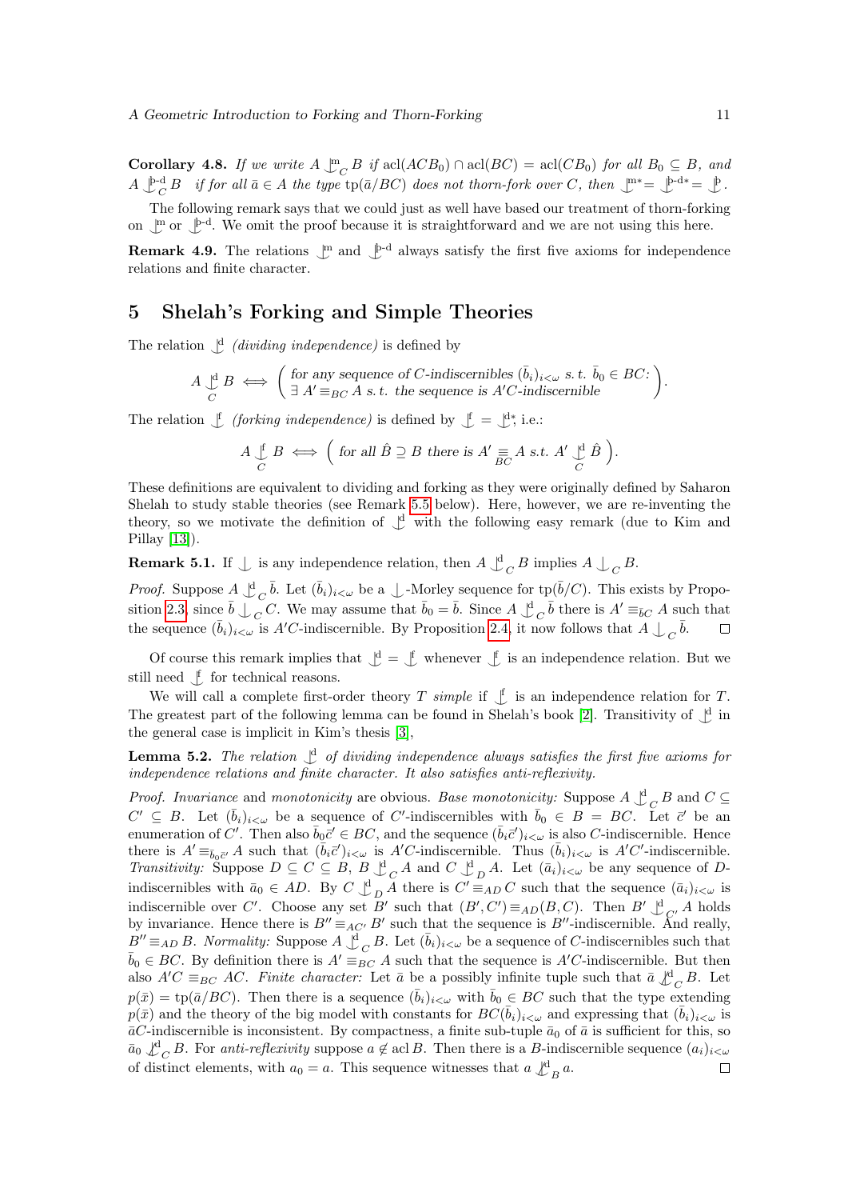**Corollary 4.8.** *If we write $A \mathop{\smile\!\!\!\!\!\mid}^{\mathrm{m}}_C B$ if $\operatorname{acl}(ACB_0) \cap \operatorname{acl}(BC) = \operatorname{acl}(CB_0)$ for all $B_0 \subseteq B$, and $A \mathop{\smile\!\!\!\!\!\mid}^{\text{þ-d}}_C B$ if for all $\bar{a} \in A$ the type $\operatorname{tp}(\bar{a}/BC)$ does not thorn-fork over $C$, then $\mathop{\smile\!\!\!\!\!\mid}^{\mathrm{m}*} = \mathop{\smile\!\!\!\!\!\mid}^{\text{þ-d}*} = \mathop{\smile\!\!\!\!\!\mid}^{\text{þ}}$.*

The following remark says that we could just as well have based our treatment of thorn-forking on $\mathop{\smile\!\!\!\!\!\mid}^{\mathrm{m}}$ or $\mathop{\smile\!\!\!\!\!\mid}^{\text{þ-d}}$. We omit the proof because it is straightforward and we are not using this here.

**Remark 4.9.** The relations $\mathop{\smile\!\!\!\!\!\mid}^{\mathrm{m}}$ and $\mathop{\smile\!\!\!\!\!\mid}^{\text{þ-d}}$ always satisfy the first five axioms for independence relations and finite character.

# 5 Shelah's Forking and Simple Theories

The relation $\mathop{\smile\!\!\!\!\!\mid}^{\mathrm{d}}$ *(dividing independence)* is defined by

$$A \mathop{\smile\!\!\!\!\!\mid}^{\mathrm{d}}_C B \iff \begin{pmatrix} \text{for any sequence of } C\text{-indiscernibles } (\bar{b}_i)_{i<\omega} \text{ s. t. } \bar{b}_0 \in BC\text{:} \\ \exists\, A' \equiv_{BC} A \text{ s. t. the sequence is } A'C\text{-indiscernible} \end{pmatrix}.$$

The relation $\mathop{\smile\!\!\!\!\!\mid}^{\mathrm{f}}$ *(forking independence)* is defined by $\mathop{\smile\!\!\!\!\!\mid}^{\mathrm{f}} = \mathop{\smile\!\!\!\!\!\mid}^{\mathrm{d}*}$; i.e.:

$$A \mathop{\smile\!\!\!\!\!\mid}^{\mathrm{f}}_C B \iff \Big( \text{ for all } \hat{B} \supseteq B \text{ there is } A' \equiv_{BC} A \text{ s.t. } A' \mathop{\smile\!\!\!\!\!\mid}^{\mathrm{d}}_C \hat{B} \Big).$$

These definitions are equivalent to dividing and forking as they were originally defined by Saharon Shelah to study stable theories (see Remark 5.5 below). Here, however, we are re-inventing the theory, so we motivate the definition of $\mathop{\smile\!\!\!\!\!\mid}^{\mathrm{d}}$ with the following easy remark (due to Kim and Pillay [13]).

**Remark 5.1.** If $\mathop{\smile\!\!\!\!\!\mid}$ is any independence relation, then $A \mathop{\smile\!\!\!\!\!\mid}^{\mathrm{d}}_C B$ implies $A \mathop{\smile\!\!\!\!\!\mid}_C B$.

*Proof.* Suppose $A \mathop{\smile\!\!\!\!\!\mid}^{\mathrm{d}}_C \bar{b}$. Let $(\bar{b}_i)_{i<\omega}$ be a $\mathop{\smile\!\!\!\!\!\mid}$-Morley sequence for $\operatorname{tp}(\bar{b}/C)$. This exists by Proposition 2.3, since $\bar{b} \mathop{\smile\!\!\!\!\!\mid}_C C$. We may assume that $\bar{b}_0 = \bar{b}$. Since $A \mathop{\smile\!\!\!\!\!\mid}^{\mathrm{d}}_C \bar{b}$ there is $A' \equiv_{\bar{b}C} A$ such that the sequence $(\bar{b}_i)_{i<\omega}$ is $A'C$-indiscernible. By Proposition 2.4, it now follows that $A \mathop{\smile\!\!\!\!\!\mid}_C \bar{b}$. $\square$

Of course this remark implies that $\mathop{\smile\!\!\!\!\!\mid}^{\mathrm{d}} = \mathop{\smile\!\!\!\!\!\mid}^{\mathrm{f}}$ whenever $\mathop{\smile\!\!\!\!\!\mid}^{\mathrm{f}}$ is an independence relation. But we still need $\mathop{\smile\!\!\!\!\!\mid}^{\mathrm{f}}$ for technical reasons.

We will call a complete first-order theory $T$ *simple* if $\mathop{\smile\!\!\!\!\!\mid}^{\mathrm{f}}$ is an independence relation for $T$. The greatest part of the following lemma can be found in Shelah's book [2]. Transitivity of $\mathop{\smile\!\!\!\!\!\mid}^{\mathrm{d}}$ in the general case is implicit in Kim's thesis [3],

**Lemma 5.2.** *The relation $\mathop{\smile\!\!\!\!\!\mid}^{\mathrm{d}}$ of dividing independence always satisfies the first five axioms for independence relations and finite character. It also satisfies anti-reflexivity.*

*Proof. Invariance* and *monotonicity* are obvious. *Base monotonicity:* Suppose $A \mathop{\smile\!\!\!\!\!\mid}^{\mathrm{d}}_C B$ and $C \subseteq C' \subseteq B$. Let $(\bar{b}_i)_{i<\omega}$ be a sequence of $C'$-indiscernibles with $\bar{b}_0 \in B = BC$. Let $\bar{c}'$ be an enumeration of $C'$. Then also $\bar{b}_0\bar{c}' \in BC$, and the sequence $(\bar{b}_i\bar{c}')_{i<\omega}$ is also $C$-indiscernible. Hence there is $A' \equiv_{\bar{b}_0\bar{c}'} A$ such that $(\bar{b}_i\bar{c}')_{i<\omega}$ is $A'C$-indiscernible. Thus $(\bar{b}_i)_{i<\omega}$ is $A'C'$-indiscernible. *Transitivity:* Suppose $D \subseteq C \subseteq B$, $B \mathop{\smile\!\!\!\!\!\mid}^{\mathrm{d}}_C A$ and $C \mathop{\smile\!\!\!\!\!\mid}^{\mathrm{d}}_D A$. Let $(\bar{a}_i)_{i<\omega}$ be any sequence of $D$-indiscernibles with $\bar{a}_0 \in AD$. By $C \mathop{\smile\!\!\!\!\!\mid}^{\mathrm{d}}_D A$ there is $C' \equiv_{AD} C$ such that the sequence $(\bar{a}_i)_{i<\omega}$ is indiscernible over $C'$. Choose any set $B'$ such that $(B', C') \equiv_{AD} (B, C)$. Then $B' \mathop{\smile\!\!\!\!\!\mid}^{\mathrm{d}}_{C'} A$ holds by invariance. Hence there is $B'' \equiv_{AC'} B'$ such that the sequence is $B''$-indiscernible. And really, $B'' \equiv_{AD} B$. *Normality:* Suppose $A \mathop{\smile\!\!\!\!\!\mid}^{\mathrm{d}}_C B$. Let $(\bar{b}_i)_{i<\omega}$ be a sequence of $C$-indiscernibles such that $\bar{b}_0 \in BC$. By definition there is $A' \equiv_{BC} A$ such that the sequence is $A'C$-indiscernible. But then also $A'C \equiv_{BC} AC$. *Finite character:* Let $\bar{a}$ be a possibly infinite tuple such that $\bar{a} \not\mathop{\smile\!\!\!\!\!\mid}^{\mathrm{d}}_C B$. Let $p(\bar{x}) = \operatorname{tp}(\bar{a}/BC)$. Then there is a sequence $(\bar{b}_i)_{i<\omega}$ with $\bar{b}_0 \in BC$ such that the type extending $p(\bar{x})$ and the theory of the big model with constants for $BC(\bar{b}_i)_{i<\omega}$ and expressing that $(\bar{b}_i)_{i<\omega}$ is $\bar{a}C$-indiscernible is inconsistent. By compactness, a finite sub-tuple $\bar{a}_0$ of $\bar{a}$ is sufficient for this, so $\bar{a}_0 \not\mathop{\smile\!\!\!\!\!\mid}^{\mathrm{d}}_C B$. For *anti-reflexivity* suppose $a \notin \operatorname{acl} B$. Then there is a $B$-indiscernible sequence $(a_i)_{i<\omega}$ of distinct elements, with $a_0 = a$. This sequence witnesses that $a \not\mathop{\smile\!\!\!\!\!\mid}^{\mathrm{d}}_B a$. $\square$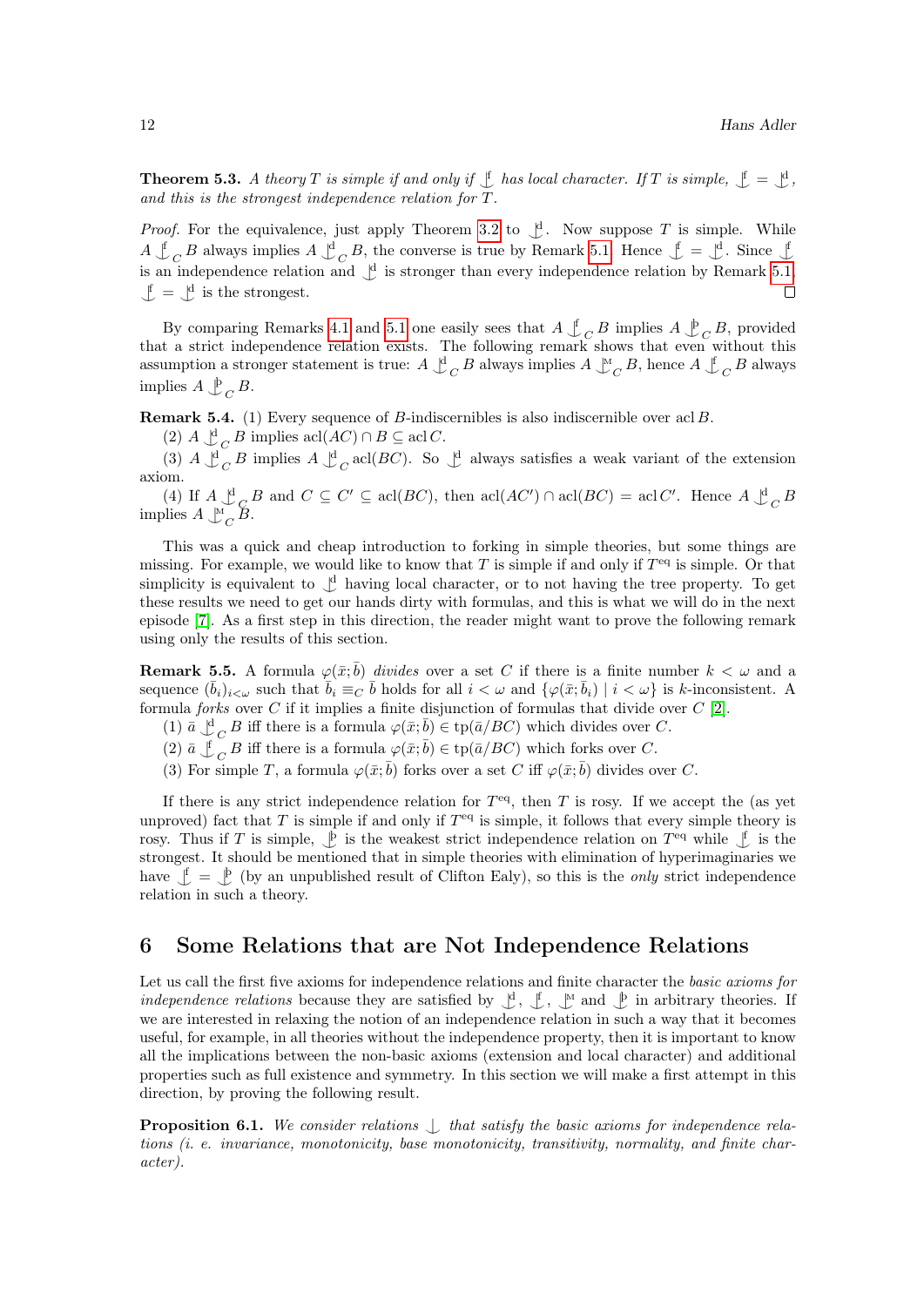**Theorem 5.3.** *A theory $T$ is simple if and only if $\mathop{\smile\!\!\!\!\!\mid}^{\mathrm{f}}$ has local character. If $T$ is simple, $\mathop{\smile\!\!\!\!\!\mid}^{\mathrm{f}} = \mathop{\smile\!\!\!\!\!\mid}^{\mathrm{d}}$, and this is the strongest independence relation for $T$.*

*Proof.* For the equivalence, just apply Theorem 3.2 to $\mathop{\smile\!\!\!\!\!\mid}^{\mathrm{d}}$. Now suppose $T$ is simple. While $A \mathop{\smile\!\!\!\!\!\mid}^{\mathrm{f}}_C B$ always implies $A \mathop{\smile\!\!\!\!\!\mid}^{\mathrm{d}}_C B$, the converse is true by Remark 5.1. Hence $\mathop{\smile\!\!\!\!\!\mid}^{\mathrm{f}} = \mathop{\smile\!\!\!\!\!\mid}^{\mathrm{d}}$. Since $\mathop{\smile\!\!\!\!\!\mid}^{\mathrm{f}}$ is an independence relation and $\mathop{\smile\!\!\!\!\!\mid}^{\mathrm{d}}$ is stronger than every independence relation by Remark 5.1, $\mathop{\smile\!\!\!\!\!\mid}^{\mathrm{f}} = \mathop{\smile\!\!\!\!\!\mid}^{\mathrm{d}}$ is the strongest. □

By comparing Remarks 4.1 and 5.1 one easily sees that $A \mathop{\smile\!\!\!\!\!\mid}^{\mathrm{f}}_C B$ implies $A \mathop{\smile\!\!\!\!\!\mid}^{\text{þ}}_C B$, provided that a strict independence relation exists. The following remark shows that even without this assumption a stronger statement is true: $A \mathop{\smile\!\!\!\!\!\mid}^{\mathrm{d}}_C B$ always implies $A \mathop{\smile\!\!\!\!\!\mid}^{\mathrm{M}}_C B$, hence $A \mathop{\smile\!\!\!\!\!\mid}^{\mathrm{f}}_C B$ always implies $A \mathop{\smile\!\!\!\!\!\mid}^{\text{þ}}_C B$.

**Remark 5.4.** (1) Every sequence of $B$-indiscernibles is also indiscernible over $\operatorname{acl} B$.

(2) $A \mathop{\smile\!\!\!\!\!\mid}^{\mathrm{d}}_C B$ implies $\operatorname{acl}(AC) \cap B \subseteq \operatorname{acl} C$.

(3) $A \mathop{\smile\!\!\!\!\!\mid}^{\mathrm{d}}_C B$ implies $A \mathop{\smile\!\!\!\!\!\mid}^{\mathrm{d}}_C \operatorname{acl}(BC)$. So $\mathop{\smile\!\!\!\!\!\mid}^{\mathrm{d}}$ always satisfies a weak variant of the extension axiom.

(4) If $A \mathop{\smile\!\!\!\!\!\mid}^{\mathrm{d}}_C B$ and $C \subseteq C' \subseteq \operatorname{acl}(BC)$, then $\operatorname{acl}(AC') \cap \operatorname{acl}(BC) = \operatorname{acl} C'$. Hence $A \mathop{\smile\!\!\!\!\!\mid}^{\mathrm{d}}_C B$ implies $A \mathop{\smile\!\!\!\!\!\mid}^{\mathrm{M}}_C B$.

This was a quick and cheap introduction to forking in simple theories, but some things are missing. For example, we would like to know that $T$ is simple if and only if $T^{\mathrm{eq}}$ is simple. Or that simplicity is equivalent to $\mathop{\smile\!\!\!\!\!\mid}^{\mathrm{d}}$ having local character, or to not having the tree property. To get these results we need to get our hands dirty with formulas, and this is what we will do in the next episode [7]. As a first step in this direction, the reader might want to prove the following remark using only the results of this section.

**Remark 5.5.** A formula $\varphi(\bar{x};\bar{b})$ *divides* over a set $C$ if there is a finite number $k < \omega$ and a sequence $(\bar{b}_i)_{i<\omega}$ such that $\bar{b}_i \equiv_C \bar{b}$ holds for all $i < \omega$ and $\{\varphi(\bar{x};\bar{b}_i) \mid i < \omega\}$ is $k$-inconsistent. A formula *forks* over $C$ if it implies a finite disjunction of formulas that divide over $C$ [2].

(1) $\bar{a} \mathop{\smile\!\!\!\!\!\mid}^{\mathrm{d}}_C B$ iff there is a formula $\varphi(\bar{x};\bar{b}) \in \operatorname{tp}(\bar{a}/BC)$ which divides over $C$.

(2) $\bar{a} \mathop{\smile\!\!\!\!\!\mid}^{\mathrm{f}}_C B$ iff there is a formula $\varphi(\bar{x};\bar{b}) \in \operatorname{tp}(\bar{a}/BC)$ which forks over $C$.

(3) For simple $T$, a formula $\varphi(\bar{x};\bar{b})$ forks over a set $C$ iff $\varphi(\bar{x};\bar{b})$ divides over $C$.

If there is any strict independence relation for $T^{\mathrm{eq}}$, then $T$ is rosy. If we accept the (as yet unproved) fact that $T$ is simple if and only if $T^{\mathrm{eq}}$ is simple, it follows that every simple theory is rosy. Thus if $T$ is simple, $\mathop{\smile\!\!\!\!\!\mid}^{\text{þ}}$ is the weakest strict independence relation on $T^{\mathrm{eq}}$ while $\mathop{\smile\!\!\!\!\!\mid}^{\mathrm{f}}$ is the strongest. It should be mentioned that in simple theories with elimination of hyperimaginaries we have $\mathop{\smile\!\!\!\!\!\mid}^{\mathrm{f}} = \mathop{\smile\!\!\!\!\!\mid}^{\text{þ}}$ (by an unpublished result of Clifton Ealy), so this is the *only* strict independence relation in such a theory.

## 6 Some Relations that are Not Independence Relations

Let us call the first five axioms for independence relations and finite character the *basic axioms for independence relations* because they are satisfied by $\mathop{\smile\!\!\!\!\!\mid}^{\mathrm{d}}$, $\mathop{\smile\!\!\!\!\!\mid}^{\mathrm{f}}$, $\mathop{\smile\!\!\!\!\!\mid}^{\mathrm{M}}$ and $\mathop{\smile\!\!\!\!\!\mid}^{\text{þ}}$ in arbitrary theories. If we are interested in relaxing the notion of an independence relation in such a way that it becomes useful, for example, in all theories without the independence property, then it is important to know all the implications between the non-basic axioms (extension and local character) and additional properties such as full existence and symmetry. In this section we will make a first attempt in this direction, by proving the following result.

**Proposition 6.1.** *We consider relations $\mathop{\smile\!\!\!\!\!\mid}$ that satisfy the basic axioms for independence relations (i. e. invariance, monotonicity, base monotonicity, transitivity, normality, and finite character).*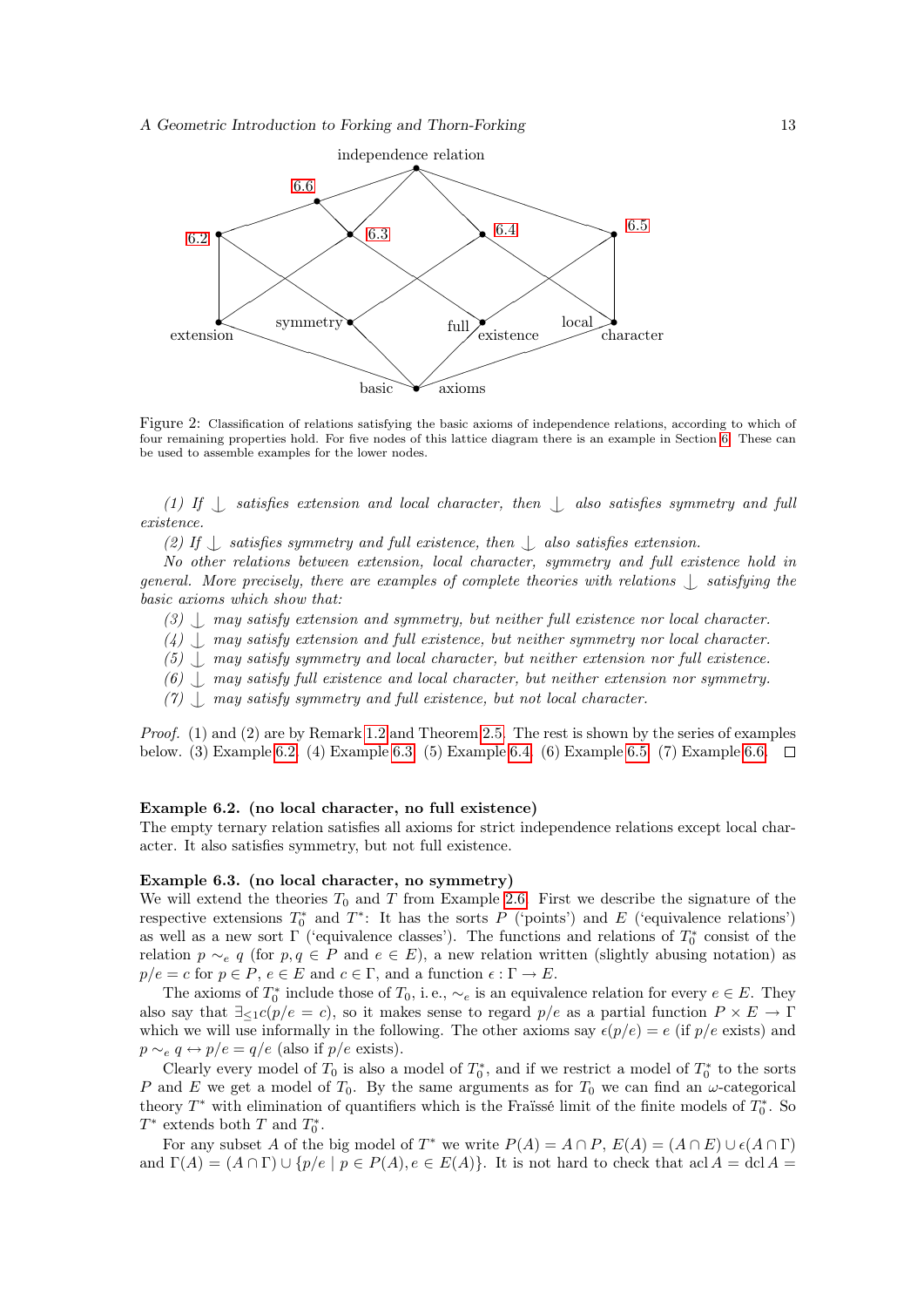Figure 2: Classification of relations satisfying the basic axioms of independence relations, according to which of four remaining properties hold. For five nodes of this lattice diagram there is an example in Section 6. These can be used to assemble examples for the lower nodes.

*(1) If $\mathop{\smile}\limits^{|}$ satisfies extension and local character, then $\mathop{\smile}\limits^{|}$ also satisfies symmetry and full existence.*

*(2) If $\mathop{\smile}\limits^{|}$ satisfies symmetry and full existence, then $\mathop{\smile}\limits^{|}$ also satisfies extension.*

*No other relations between extension, local character, symmetry and full existence hold in general. More precisely, there are examples of complete theories with relations $\mathop{\smile}\limits^{|}$ satisfying the basic axioms which show that:*

*(3) $\mathop{\smile}\limits^{|}$ may satisfy extension and symmetry, but neither full existence nor local character.*

*(4) $\mathop{\smile}\limits^{|}$ may satisfy extension and full existence, but neither symmetry nor local character.*

*(5) $\mathop{\smile}\limits^{|}$ may satisfy symmetry and local character, but neither extension nor full existence.*

*(6) $\mathop{\smile}\limits^{|}$ may satisfy full existence and local character, but neither extension nor symmetry.*

*(7) $\mathop{\smile}\limits^{|}$ may satisfy symmetry and full existence, but not local character.*

*Proof.* (1) and (2) are by Remark 1.2 and Theorem 2.5. The rest is shown by the series of examples below. (3) Example 6.2. (4) Example 6.3. (5) Example 6.4. (6) Example 6.5. (7) Example 6.6. □

**Example 6.2. (no local character, no full existence)**
The empty ternary relation satisfies all axioms for strict independence relations except local character. It also satisfies symmetry, but not full existence.

**Example 6.3. (no local character, no symmetry)**
We will extend the theories $T_0$ and $T$ from Example 2.6. First we describe the signature of the respective extensions $T_0^*$ and $T^*$: It has the sorts $P$ ('points') and $E$ ('equivalence relations') as well as a new sort $\Gamma$ ('equivalence classes'). The functions and relations of $T_0^*$ consist of the relation $p \sim_e q$ (for $p, q \in P$ and $e \in E$), a new relation written (slightly abusing notation) as $p/e = c$ for $p \in P$, $e \in E$ and $c \in \Gamma$, and a function $\epsilon : \Gamma \to E$.

The axioms of $T_0^*$ include those of $T_0$, i.e., $\sim_e$ is an equivalence relation for every $e \in E$. They also say that $\exists_{\leq 1} c(p/e = c)$, so it makes sense to regard $p/e$ as a partial function $P \times E \to \Gamma$ which we will use informally in the following. The other axioms say $\epsilon(p/e) = e$ (if $p/e$ exists) and $p \sim_e q \leftrightarrow p/e = q/e$ (also if $p/e$ exists).

Clearly every model of $T_0$ is also a model of $T_0^*$, and if we restrict a model of $T_0^*$ to the sorts $P$ and $E$ we get a model of $T_0$. By the same arguments as for $T_0$ we can find an $\omega$-categorical theory $T^*$ with elimination of quantifiers which is the Fraïssé limit of the finite models of $T_0^*$. So $T^*$ extends both $T$ and $T_0^*$.

For any subset $A$ of the big model of $T^*$ we write $P(A) = A \cap P$, $E(A) = (A \cap E) \cup \epsilon(A \cap \Gamma)$ and $\Gamma(A) = (A \cap \Gamma) \cup \{p/e \mid p \in P(A), e \in E(A)\}$. It is not hard to check that $\operatorname{acl} A = \operatorname{dcl} A =$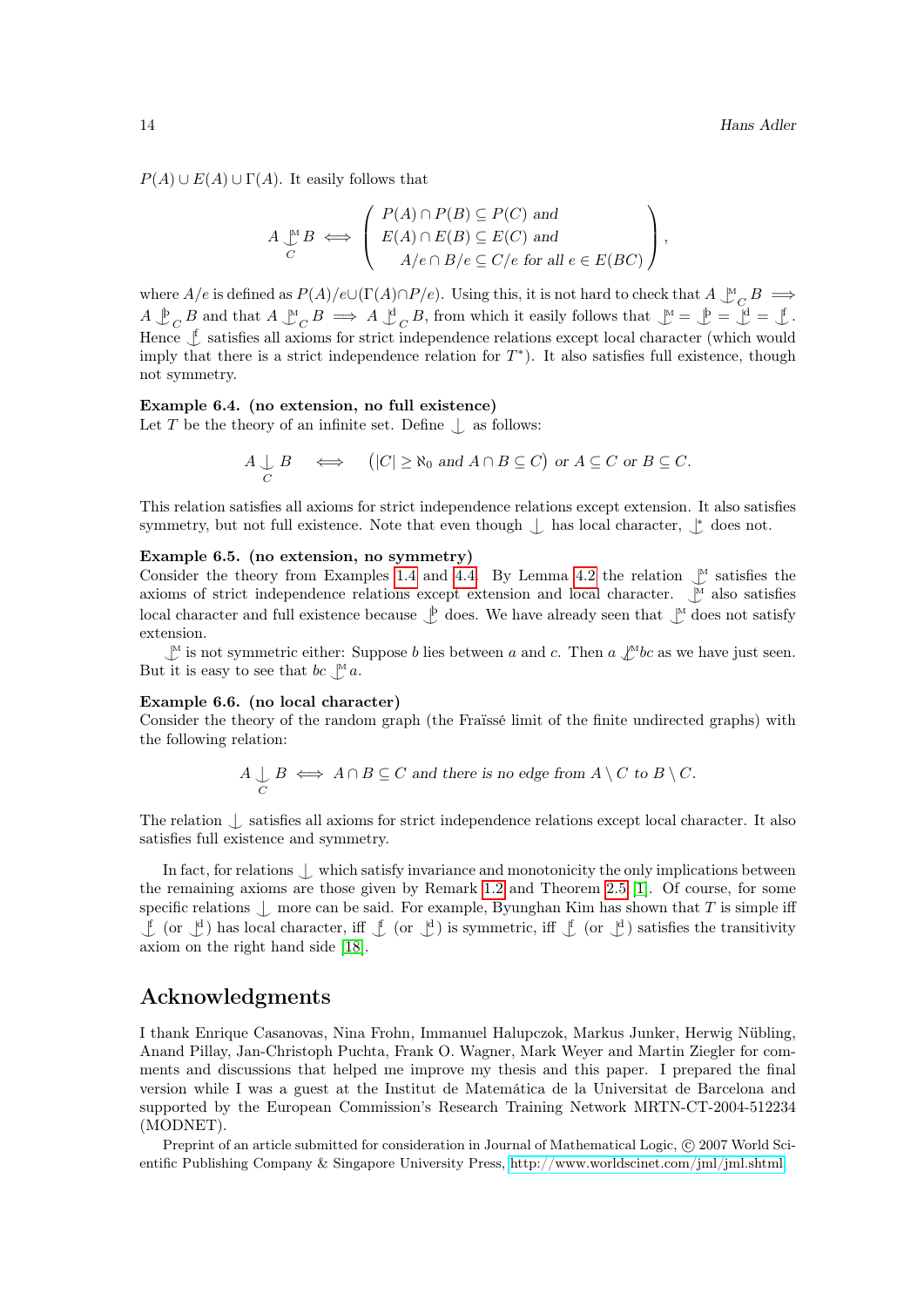$P(A) \cup E(A) \cup \Gamma(A)$. It easily follows that

$$A \mathop{\smile\!\!\!\!\!\!\downarrow}^{\mathrm{M}}_{C} B \iff \left( \begin{array}{l} P(A) \cap P(B) \subseteq P(C) \textit{ and} \\ E(A) \cap E(B) \subseteq E(C) \textit{ and} \\ \quad A/e \cap B/e \subseteq C/e \textit{ for all } e \in E(BC) \end{array} \right),$$

where $A/e$ is defined as $P(A)/e \cup (\Gamma(A) \cap P/e)$. Using this, it is not hard to check that $A \mathop{\smile\!\!\!\!\!\!\downarrow}^{\mathrm{M}}_{C} B \implies A \mathop{\smile\!\!\!\!\!\!\downarrow}^{\mathrm{þ}}_{C} B$ and that $A \mathop{\smile\!\!\!\!\!\!\downarrow}^{\mathrm{M}}_{C} B \implies A \mathop{\smile\!\!\!\!\!\!\downarrow}^{\mathrm{d}}_{C} B$, from which it easily follows that $\mathop{\smile\!\!\!\!\!\!\downarrow}^{\mathrm{M}} = \mathop{\smile\!\!\!\!\!\!\downarrow}^{\mathrm{þ}} = \mathop{\smile\!\!\!\!\!\!\downarrow}^{\mathrm{d}} = \mathop{\smile\!\!\!\!\!\!\downarrow}^{\mathrm{f}}$. Hence $\mathop{\smile\!\!\!\!\!\!\downarrow}^{\mathrm{f}}$ satisfies all axioms for strict independence relations except local character (which would imply that there is a strict independence relation for $T^*$). It also satisfies full existence, though not symmetry.

**Example 6.4. (no extension, no full existence)**
Let $T$ be the theory of an infinite set. Define $\mathop{\smile\!\!\!\!\!\!\downarrow}$ as follows:

$$A \mathop{\smile\!\!\!\!\!\!\downarrow}_{C} B \quad\iff\quad \big(|C| \geq \aleph_0 \textit{ and } A \cap B \subseteq C\big) \textit{ or } A \subseteq C \textit{ or } B \subseteq C.$$

This relation satisfies all axioms for strict independence relations except extension. It also satisfies symmetry, but not full existence. Note that even though $\mathop{\smile\!\!\!\!\!\!\downarrow}$ has local character, $\mathop{\smile\!\!\!\!\!\!\downarrow}^{*}$ does not.

**Example 6.5. (no extension, no symmetry)**
Consider the theory from Examples 1.4 and 4.4. By Lemma 4.2 the relation $\mathop{\smile\!\!\!\!\!\!\downarrow}^{\mathrm{M}}$ satisfies the axioms of strict independence relations except extension and local character. $\mathop{\smile\!\!\!\!\!\!\downarrow}^{\mathrm{M}}$ also satisfies local character and full existence because $\mathop{\smile\!\!\!\!\!\!\downarrow}^{\mathrm{þ}}$ does. We have already seen that $\mathop{\smile\!\!\!\!\!\!\downarrow}^{\mathrm{M}}$ does not satisfy extension.

$\mathop{\smile\!\!\!\!\!\!\downarrow}^{\mathrm{M}}$ is not symmetric either: Suppose $b$ lies between $a$ and $c$. Then $a \not\mathop{\smile\!\!\!\!\!\!\downarrow}^{\mathrm{M}} bc$ as we have just seen. But it is easy to see that $bc \mathop{\smile\!\!\!\!\!\!\downarrow}^{\mathrm{M}} a$.

**Example 6.6. (no local character)**
Consider the theory of the random graph (the Fraïssé limit of the finite undirected graphs) with the following relation:

$$A \mathop{\smile\!\!\!\!\!\!\downarrow}_{C} B \iff A \cap B \subseteq C \textit{ and there is no edge from } A \setminus C \textit{ to } B \setminus C.$$

The relation $\mathop{\smile\!\!\!\!\!\!\downarrow}$ satisfies all axioms for strict independence relations except local character. It also satisfies full existence and symmetry.

In fact, for relations $\mathop{\smile\!\!\!\!\!\!\downarrow}$ which satisfy invariance and monotonicity the only implications between the remaining axioms are those given by Remark 1.2 and Theorem 2.5 [1]. Of course, for some specific relations $\mathop{\smile\!\!\!\!\!\!\downarrow}$ more can be said. For example, Byunghan Kim has shown that $T$ is simple iff $\mathop{\smile\!\!\!\!\!\!\downarrow}^{\mathrm{f}}$ (or $\mathop{\smile\!\!\!\!\!\!\downarrow}^{\mathrm{d}}$) has local character, iff $\mathop{\smile\!\!\!\!\!\!\downarrow}^{\mathrm{f}}$ (or $\mathop{\smile\!\!\!\!\!\!\downarrow}^{\mathrm{d}}$) is symmetric, iff $\mathop{\smile\!\!\!\!\!\!\downarrow}^{\mathrm{f}}$ (or $\mathop{\smile\!\!\!\!\!\!\downarrow}^{\mathrm{d}}$) satisfies the transitivity axiom on the right hand side [18].

## Acknowledgments

I thank Enrique Casanovas, Nina Frohn, Immanuel Halupczok, Markus Junker, Herwig Nübling, Anand Pillay, Jan-Christoph Puchta, Frank O. Wagner, Mark Weyer and Martin Ziegler for comments and discussions that helped me improve my thesis and this paper. I prepared the final version while I was a guest at the Institut de Matemática de la Universitat de Barcelona and supported by the European Commission's Research Training Network MRTN-CT-2004-512234 (MODNET).

Preprint of an article submitted for consideration in Journal of Mathematical Logic, © 2007 World Scientific Publishing Company & Singapore University Press, http://www.worldscinet.com/jml/jml.shtml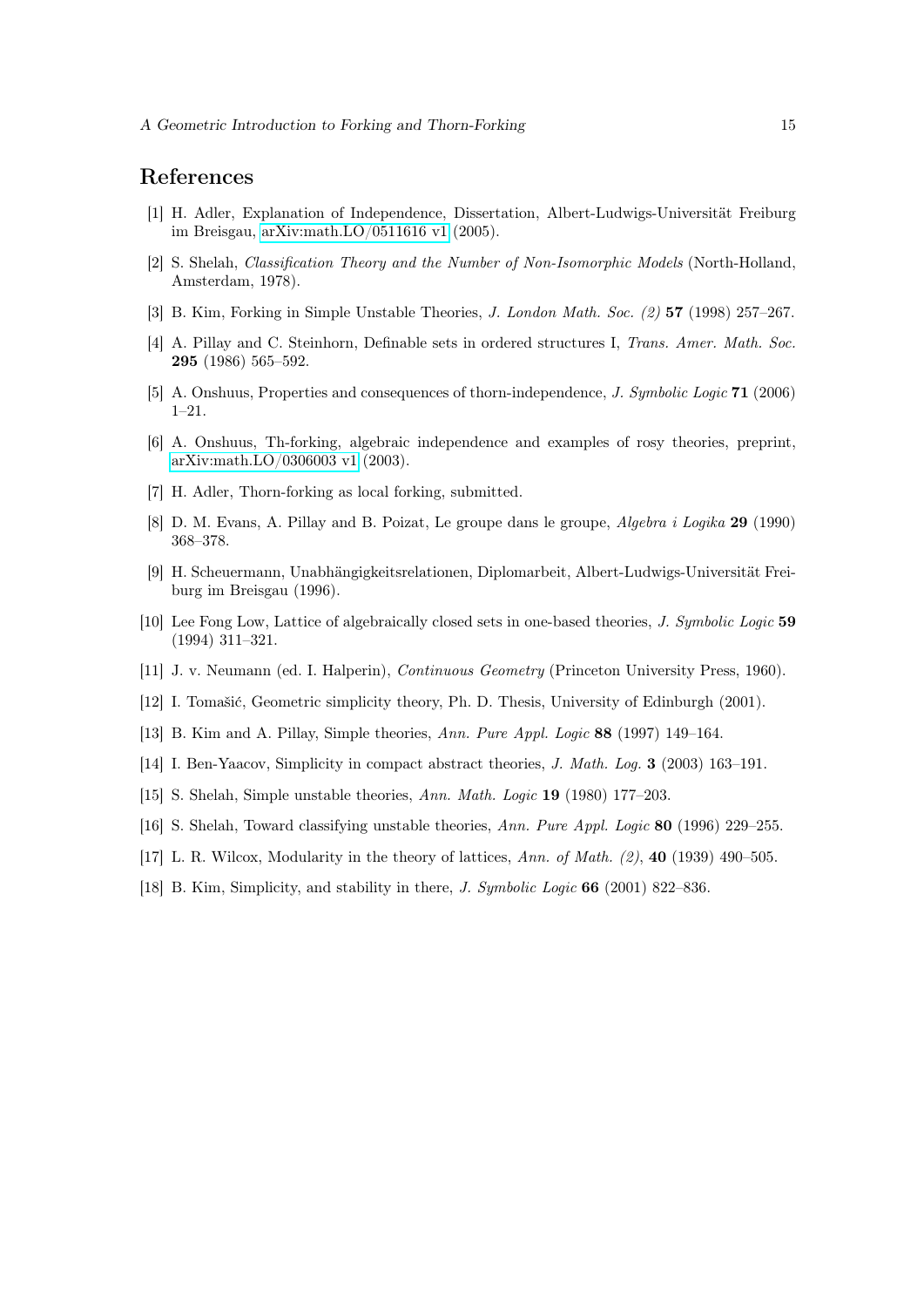## References

[1] H. Adler, Explanation of Independence, Dissertation, Albert-Ludwigs-Universität Freiburg im Breisgau, arXiv:math.LO/0511616 v1 (2005).

[2] S. Shelah, *Classification Theory and the Number of Non-Isomorphic Models* (North-Holland, Amsterdam, 1978).

[3] B. Kim, Forking in Simple Unstable Theories, *J. London Math. Soc. (2)* **57** (1998) 257–267.

[4] A. Pillay and C. Steinhorn, Definable sets in ordered structures I, *Trans. Amer. Math. Soc.* **295** (1986) 565–592.

[5] A. Onshuus, Properties and consequences of thorn-independence, *J. Symbolic Logic* **71** (2006) 1–21.

[6] A. Onshuus, Th-forking, algebraic independence and examples of rosy theories, preprint, arXiv:math.LO/0306003 v1 (2003).

[7] H. Adler, Thorn-forking as local forking, submitted.

[8] D. M. Evans, A. Pillay and B. Poizat, Le groupe dans le groupe, *Algebra i Logika* **29** (1990) 368–378.

[9] H. Scheuermann, Unabhängigkeitsrelationen, Diplomarbeit, Albert-Ludwigs-Universität Freiburg im Breisgau (1996).

[10] Lee Fong Low, Lattice of algebraically closed sets in one-based theories, *J. Symbolic Logic* **59** (1994) 311–321.

[11] J. v. Neumann (ed. I. Halperin), *Continuous Geometry* (Princeton University Press, 1960).

[12] I. Tomašić, Geometric simplicity theory, Ph. D. Thesis, University of Edinburgh (2001).

[13] B. Kim and A. Pillay, Simple theories, *Ann. Pure Appl. Logic* **88** (1997) 149–164.

[14] I. Ben-Yaacov, Simplicity in compact abstract theories, *J. Math. Log.* **3** (2003) 163–191.

[15] S. Shelah, Simple unstable theories, *Ann. Math. Logic* **19** (1980) 177–203.

[16] S. Shelah, Toward classifying unstable theories, *Ann. Pure Appl. Logic* **80** (1996) 229–255.

[17] L. R. Wilcox, Modularity in the theory of lattices, *Ann. of Math. (2)*, **40** (1939) 490–505.

[18] B. Kim, Simplicity, and stability in there, *J. Symbolic Logic* **66** (2001) 822–836.